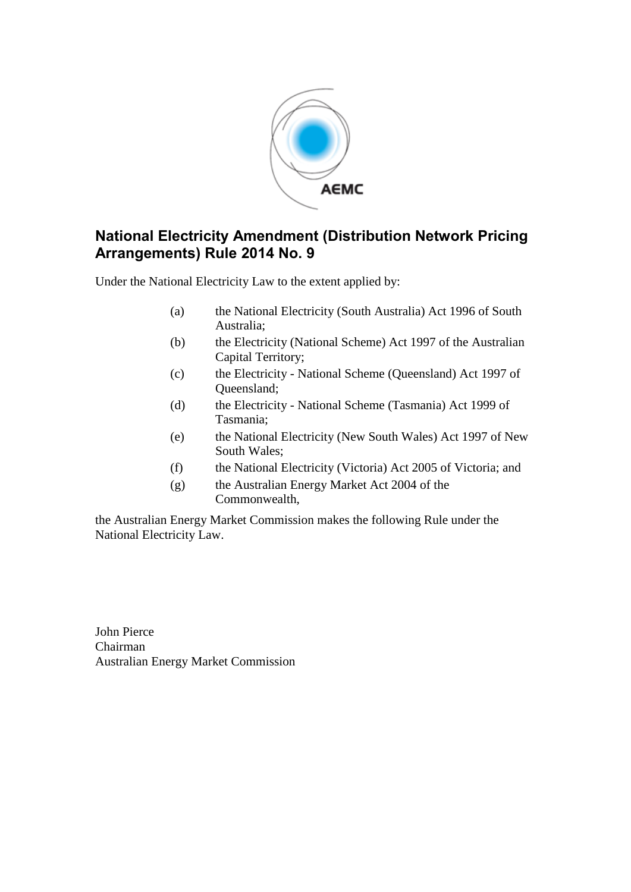# National Electricity Amendment (Distribution Network Pricing Arrangements) Rule 2014 No. 9

Under the National Electricity Law to the extent applied by:

(a) the National Electricity (South Australia) Act 1996 of South Australia;

(b) the Electricity (National Scheme) Act 1997 of the Australian Capital Territory;

(c) the Electricity - National Scheme (Queensland) Act 1997 of Queensland;

(d) the Electricity - National Scheme (Tasmania) Act 1999 of Tasmania;

(e) the National Electricity (New South Wales) Act 1997 of New South Wales;

(f) the National Electricity (Victoria) Act 2005 of Victoria; and

(g) the Australian Energy Market Act 2004 of the Commonwealth,

the Australian Energy Market Commission makes the following Rule under the National Electricity Law.

John Pierce
Chairman
Australian Energy Market Commission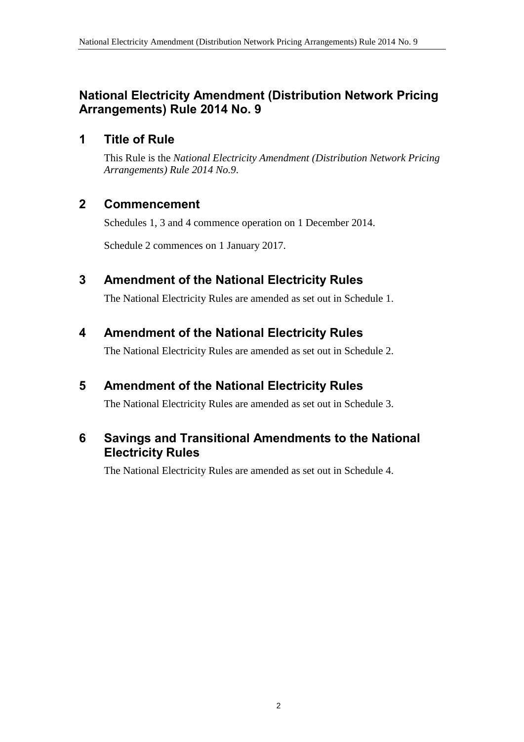## National Electricity Amendment (Distribution Network Pricing Arrangements) Rule 2014 No. 9

## 1 Title of Rule

This Rule is the *National Electricity Amendment (Distribution Network Pricing Arrangements) Rule 2014 No.9*.

## 2 Commencement

Schedules 1, 3 and 4 commence operation on 1 December 2014.

Schedule 2 commences on 1 January 2017.

## 3 Amendment of the National Electricity Rules

The National Electricity Rules are amended as set out in Schedule 1.

## 4 Amendment of the National Electricity Rules

The National Electricity Rules are amended as set out in Schedule 2.

## 5 Amendment of the National Electricity Rules

The National Electricity Rules are amended as set out in Schedule 3.

## 6 Savings and Transitional Amendments to the National Electricity Rules

The National Electricity Rules are amended as set out in Schedule 4.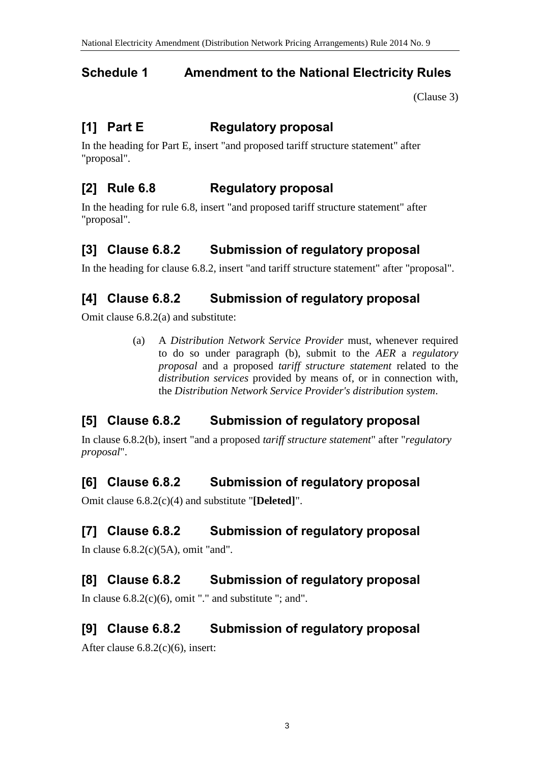## Schedule 1 Amendment to the National Electricity Rules

(Clause 3)

### [1] Part E Regulatory proposal

In the heading for Part E, insert "and proposed tariff structure statement" after "proposal".

### [2] Rule 6.8 Regulatory proposal

In the heading for rule 6.8, insert "and proposed tariff structure statement" after "proposal".

### [3] Clause 6.8.2 Submission of regulatory proposal

In the heading for clause 6.8.2, insert "and tariff structure statement" after "proposal".

### [4] Clause 6.8.2 Submission of regulatory proposal

Omit clause 6.8.2(a) and substitute:

> (a) A *Distribution Network Service Provider* must, whenever required to do so under paragraph (b), submit to the *AER* a *regulatory proposal* and a proposed *tariff structure statement* related to the *distribution services* provided by means of, or in connection with, the *Distribution Network Service Provider's distribution system*.

### [5] Clause 6.8.2 Submission of regulatory proposal

In clause 6.8.2(b), insert "and a proposed *tariff structure statement*" after "*regulatory proposal*".

### [6] Clause 6.8.2 Submission of regulatory proposal

Omit clause 6.8.2(c)(4) and substitute "**[Deleted]**".

### [7] Clause 6.8.2 Submission of regulatory proposal

In clause 6.8.2(c)(5A), omit "and".

### [8] Clause 6.8.2 Submission of regulatory proposal

In clause 6.8.2(c)(6), omit "." and substitute "; and".

### [9] Clause 6.8.2 Submission of regulatory proposal

After clause 6.8.2(c)(6), insert: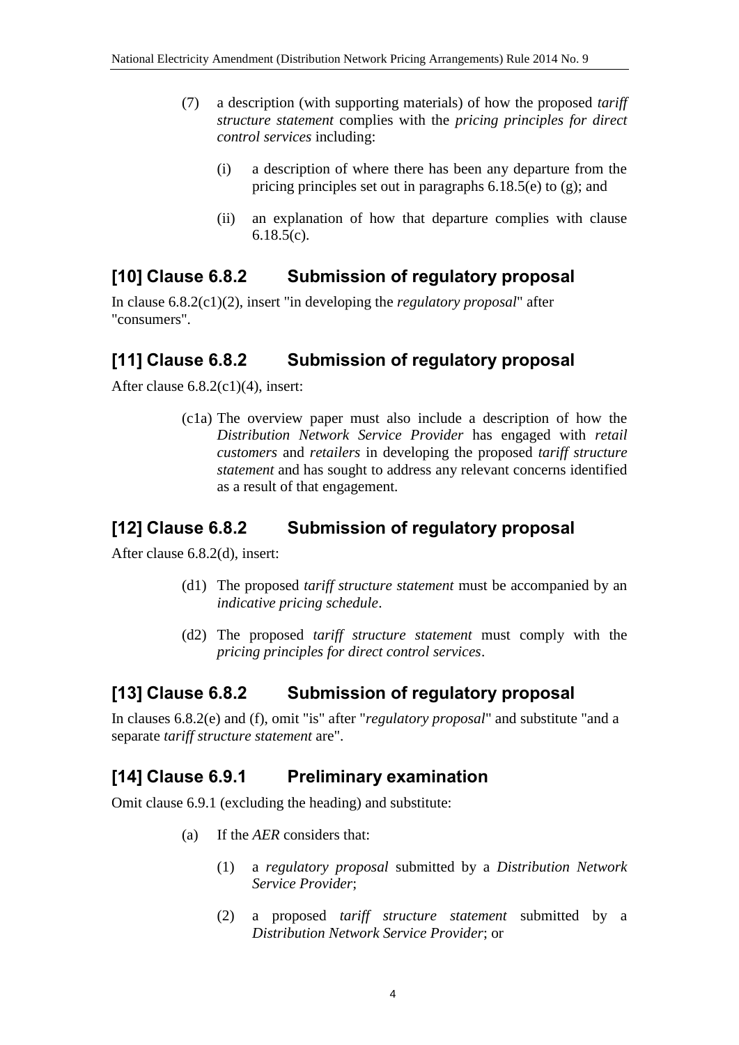(7) a description (with supporting materials) of how the proposed *tariff structure statement* complies with the *pricing principles for direct control services* including:

(i) a description of where there has been any departure from the pricing principles set out in paragraphs 6.18.5(e) to (g); and

(ii) an explanation of how that departure complies with clause 6.18.5(c).

## [10] Clause 6.8.2 Submission of regulatory proposal

In clause 6.8.2(c1)(2), insert "in developing the *regulatory proposal*" after "consumers".

## [11] Clause 6.8.2 Submission of regulatory proposal

After clause 6.8.2(c1)(4), insert:

(c1a) The overview paper must also include a description of how the *Distribution Network Service Provider* has engaged with *retail customers* and *retailers* in developing the proposed *tariff structure statement* and has sought to address any relevant concerns identified as a result of that engagement.

## [12] Clause 6.8.2 Submission of regulatory proposal

After clause 6.8.2(d), insert:

(d1) The proposed *tariff structure statement* must be accompanied by an *indicative pricing schedule*.

(d2) The proposed *tariff structure statement* must comply with the *pricing principles for direct control services*.

## [13] Clause 6.8.2 Submission of regulatory proposal

In clauses 6.8.2(e) and (f), omit "is" after "*regulatory proposal*" and substitute "and a separate *tariff structure statement* are".

## [14] Clause 6.9.1 Preliminary examination

Omit clause 6.9.1 (excluding the heading) and substitute:

(a) If the *AER* considers that:

(1) a *regulatory proposal* submitted by a *Distribution Network Service Provider*;

(2) a proposed *tariff structure statement* submitted by a *Distribution Network Service Provider*; or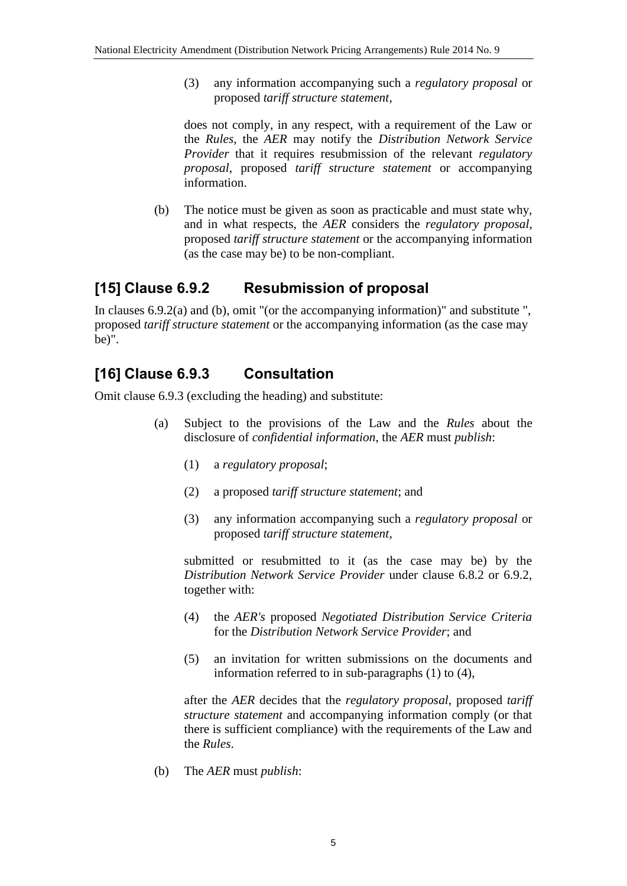(3) any information accompanying such a *regulatory proposal* or proposed *tariff structure statement*,

does not comply, in any respect, with a requirement of the Law or the *Rules*, the *AER* may notify the *Distribution Network Service Provider* that it requires resubmission of the relevant *regulatory proposal*, proposed *tariff structure statement* or accompanying information.

(b) The notice must be given as soon as practicable and must state why, and in what respects, the *AER* considers the *regulatory proposal*, proposed *tariff structure statement* or the accompanying information (as the case may be) to be non-compliant.

## [15] Clause 6.9.2 Resubmission of proposal

In clauses 6.9.2(a) and (b), omit "(or the accompanying information)" and substitute ", proposed *tariff structure statement* or the accompanying information (as the case may be)".

## [16] Clause 6.9.3 Consultation

Omit clause 6.9.3 (excluding the heading) and substitute:

(a) Subject to the provisions of the Law and the *Rules* about the disclosure of *confidential information*, the *AER* must *publish*:

(1) a *regulatory proposal*;

(2) a proposed *tariff structure statement*; and

(3) any information accompanying such a *regulatory proposal* or proposed *tariff structure statement*,

submitted or resubmitted to it (as the case may be) by the *Distribution Network Service Provider* under clause 6.8.2 or 6.9.2, together with:

(4) the *AER's* proposed *Negotiated Distribution Service Criteria* for the *Distribution Network Service Provider*; and

(5) an invitation for written submissions on the documents and information referred to in sub-paragraphs (1) to (4),

after the *AER* decides that the *regulatory proposal*, proposed *tariff structure statement* and accompanying information comply (or that there is sufficient compliance) with the requirements of the Law and the *Rules*.

(b) The *AER* must *publish*: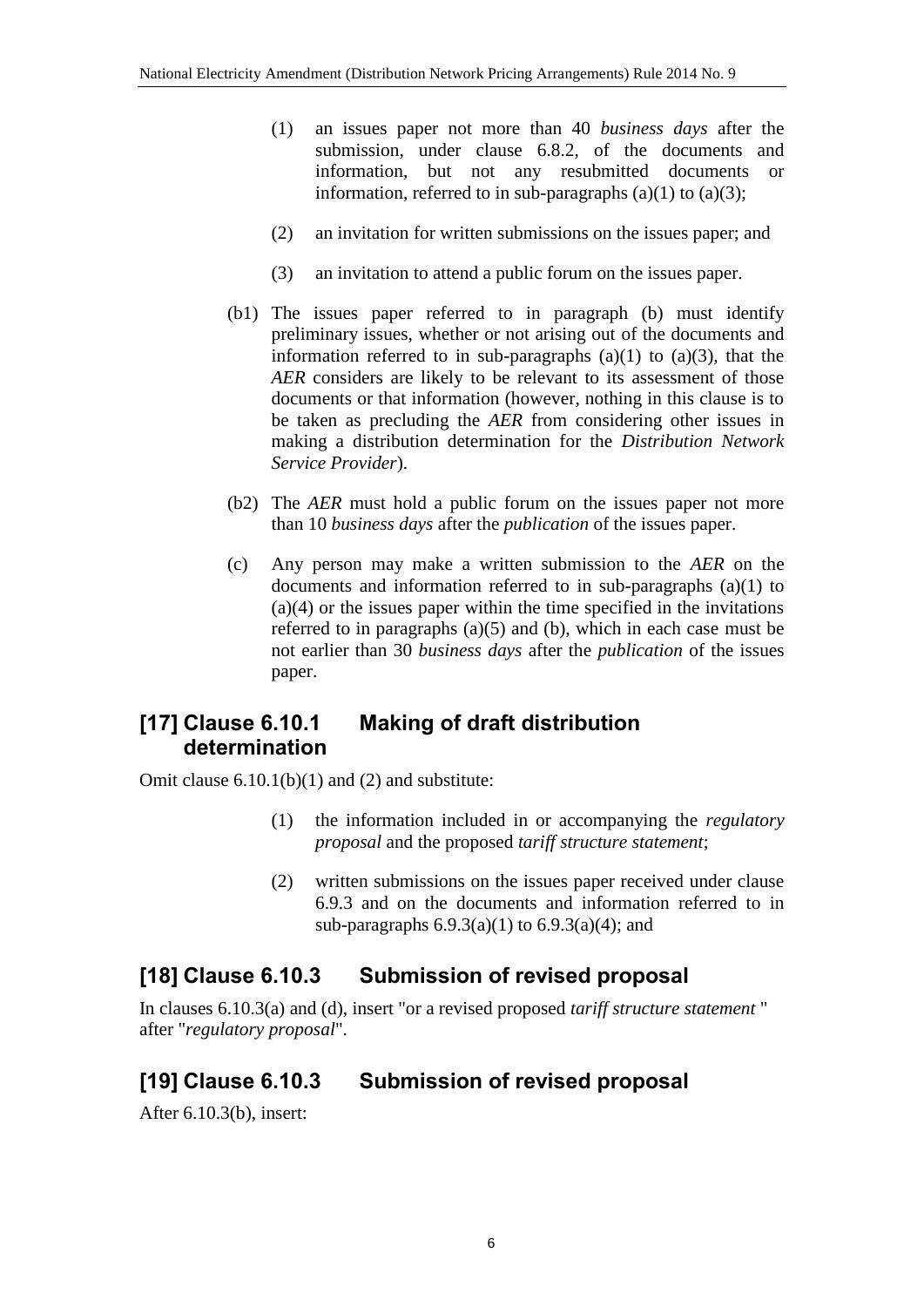(1) an issues paper not more than 40 *business days* after the submission, under clause 6.8.2, of the documents and information, but not any resubmitted documents or information, referred to in sub-paragraphs (a)(1) to (a)(3);

(2) an invitation for written submissions on the issues paper; and

(3) an invitation to attend a public forum on the issues paper.

(b1) The issues paper referred to in paragraph (b) must identify preliminary issues, whether or not arising out of the documents and information referred to in sub-paragraphs (a)(1) to (a)(3), that the *AER* considers are likely to be relevant to its assessment of those documents or that information (however, nothing in this clause is to be taken as precluding the *AER* from considering other issues in making a distribution determination for the *Distribution Network Service Provider*).

(b2) The *AER* must hold a public forum on the issues paper not more than 10 *business days* after the *publication* of the issues paper.

(c) Any person may make a written submission to the *AER* on the documents and information referred to in sub-paragraphs (a)(1) to (a)(4) or the issues paper within the time specified in the invitations referred to in paragraphs (a)(5) and (b), which in each case must be not earlier than 30 *business days* after the *publication* of the issues paper.

## [17] Clause 6.10.1 Making of draft distribution determination

Omit clause 6.10.1(b)(1) and (2) and substitute:

(1) the information included in or accompanying the *regulatory proposal* and the proposed *tariff structure statement*;

(2) written submissions on the issues paper received under clause 6.9.3 and on the documents and information referred to in sub-paragraphs 6.9.3(a)(1) to 6.9.3(a)(4); and

## [18] Clause 6.10.3 Submission of revised proposal

In clauses 6.10.3(a) and (d), insert "or a revised proposed *tariff structure statement* " after "*regulatory proposal*".

## [19] Clause 6.10.3 Submission of revised proposal

After 6.10.3(b), insert: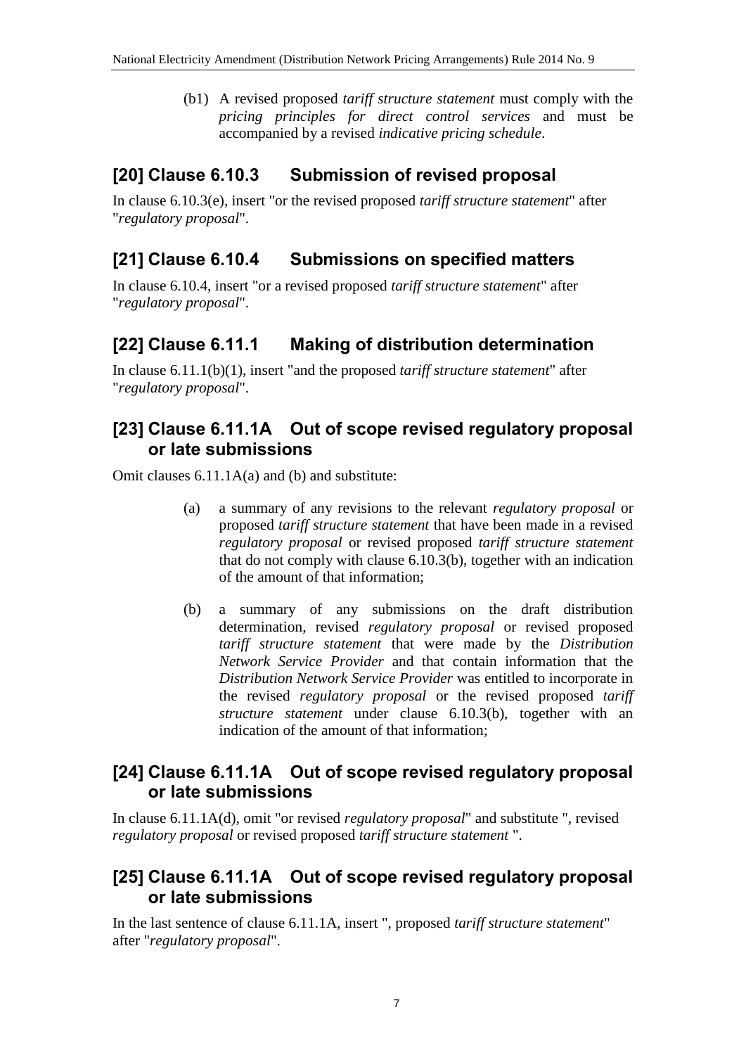(b1) A revised proposed *tariff structure statement* must comply with the *pricing principles for direct control services* and must be accompanied by a revised *indicative pricing schedule*.

## [20] Clause 6.10.3 Submission of revised proposal

In clause 6.10.3(e), insert "or the revised proposed *tariff structure statement*" after "*regulatory proposal*".

## [21] Clause 6.10.4 Submissions on specified matters

In clause 6.10.4, insert "or a revised proposed *tariff structure statement*" after "*regulatory proposal*".

## [22] Clause 6.11.1 Making of distribution determination

In clause 6.11.1(b)(1), insert "and the proposed *tariff structure statement*" after "*regulatory proposal*".

## [23] Clause 6.11.1A Out of scope revised regulatory proposal or late submissions

Omit clauses 6.11.1A(a) and (b) and substitute:

(a) a summary of any revisions to the relevant *regulatory proposal* or proposed *tariff structure statement* that have been made in a revised *regulatory proposal* or revised proposed *tariff structure statement* that do not comply with clause 6.10.3(b), together with an indication of the amount of that information;

(b) a summary of any submissions on the draft distribution determination, revised *regulatory proposal* or revised proposed *tariff structure statement* that were made by the *Distribution Network Service Provider* and that contain information that the *Distribution Network Service Provider* was entitled to incorporate in the revised *regulatory proposal* or the revised proposed *tariff structure statement* under clause 6.10.3(b), together with an indication of the amount of that information;

## [24] Clause 6.11.1A Out of scope revised regulatory proposal or late submissions

In clause 6.11.1A(d), omit "or revised *regulatory proposal*" and substitute ", revised *regulatory proposal* or revised proposed *tariff structure statement* ".

## [25] Clause 6.11.1A Out of scope revised regulatory proposal or late submissions

In the last sentence of clause 6.11.1A, insert ", proposed *tariff structure statement*" after "*regulatory proposal*".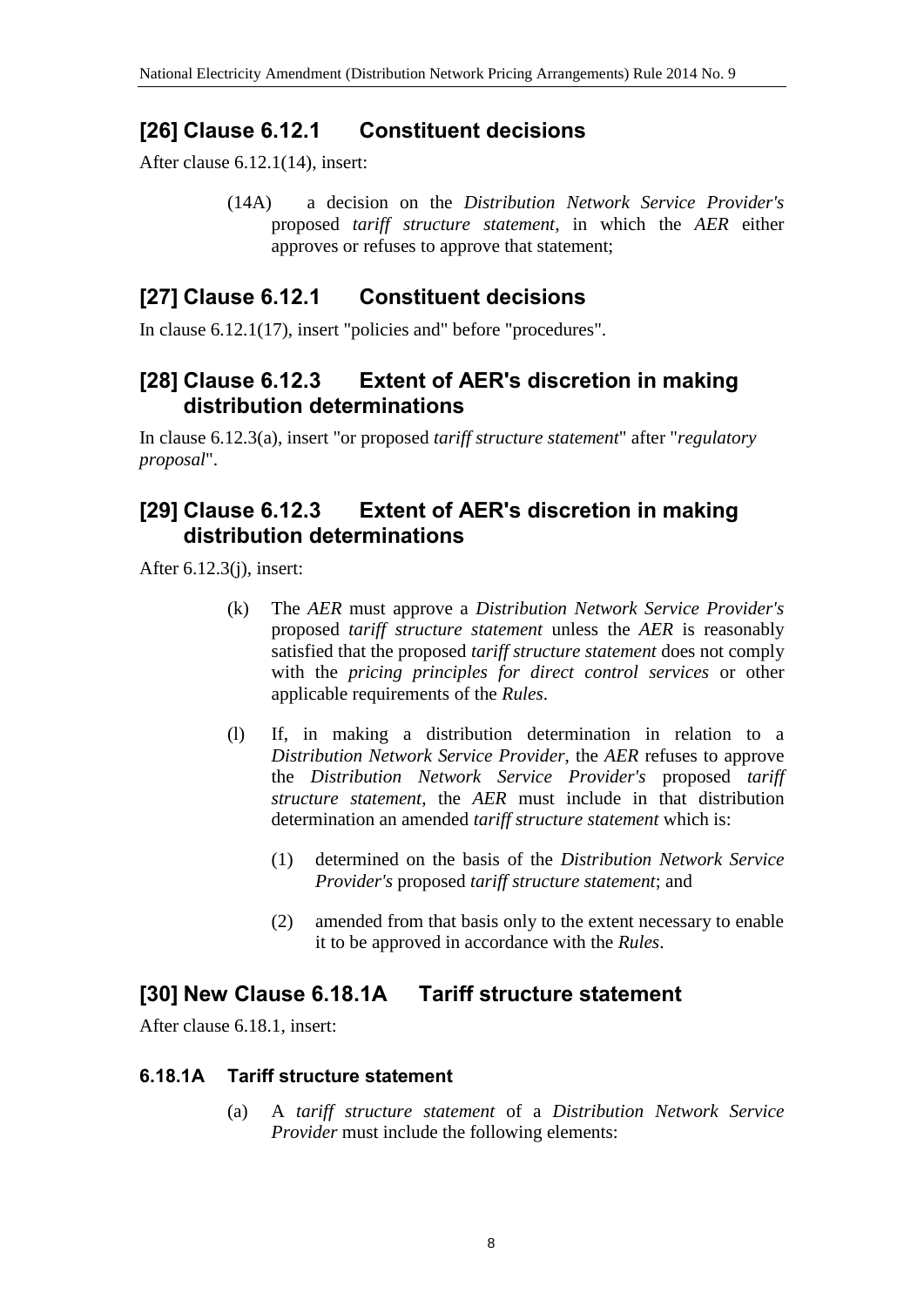## [26] Clause 6.12.1 Constituent decisions

After clause 6.12.1(14), insert:

> (14A) a decision on the *Distribution Network Service Provider's* proposed *tariff structure statement*, in which the *AER* either approves or refuses to approve that statement;

## [27] Clause 6.12.1 Constituent decisions

In clause 6.12.1(17), insert "policies and" before "procedures".

## [28] Clause 6.12.3 Extent of AER's discretion in making distribution determinations

In clause 6.12.3(a), insert "or proposed *tariff structure statement*" after "*regulatory proposal*".

## [29] Clause 6.12.3 Extent of AER's discretion in making distribution determinations

After 6.12.3(j), insert:

> (k) The *AER* must approve a *Distribution Network Service Provider's* proposed *tariff structure statement* unless the *AER* is reasonably satisfied that the proposed *tariff structure statement* does not comply with the *pricing principles for direct control services* or other applicable requirements of the *Rules*.
>
> (l) If, in making a distribution determination in relation to a *Distribution Network Service Provider*, the *AER* refuses to approve the *Distribution Network Service Provider's* proposed *tariff structure statement*, the *AER* must include in that distribution determination an amended *tariff structure statement* which is:
>
> > (1) determined on the basis of the *Distribution Network Service Provider's* proposed *tariff structure statement*; and
> >
> > (2) amended from that basis only to the extent necessary to enable it to be approved in accordance with the *Rules*.

## [30] New Clause 6.18.1A Tariff structure statement

After clause 6.18.1, insert:

### 6.18.1A Tariff structure statement

> (a) A *tariff structure statement* of a *Distribution Network Service Provider* must include the following elements: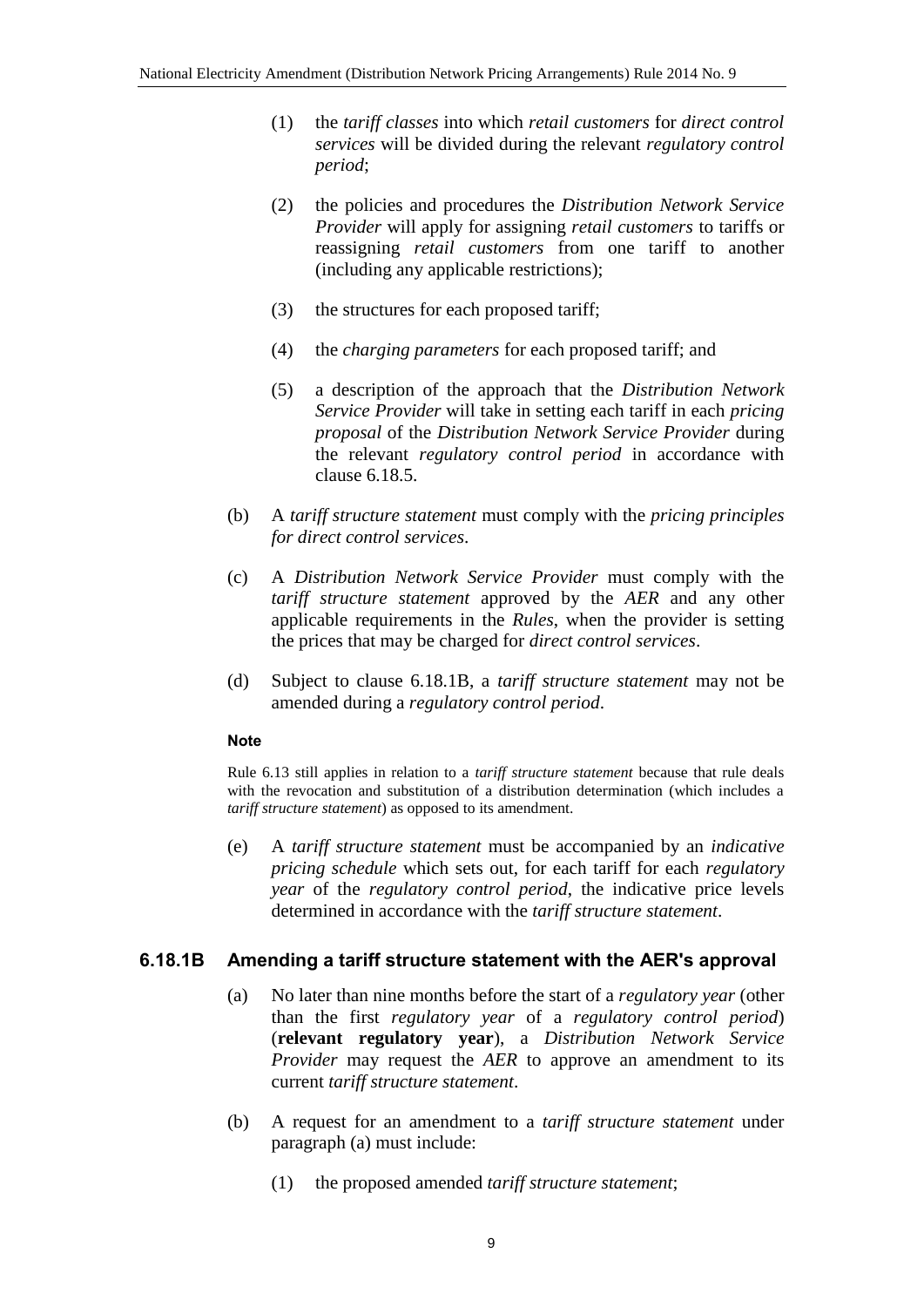(1) the *tariff classes* into which *retail customers* for *direct control services* will be divided during the relevant *regulatory control period*;

(2) the policies and procedures the *Distribution Network Service Provider* will apply for assigning *retail customers* to tariffs or reassigning *retail customers* from one tariff to another (including any applicable restrictions);

(3) the structures for each proposed tariff;

(4) the *charging parameters* for each proposed tariff; and

(5) a description of the approach that the *Distribution Network Service Provider* will take in setting each tariff in each *pricing proposal* of the *Distribution Network Service Provider* during the relevant *regulatory control period* in accordance with clause 6.18.5.

(b) A *tariff structure statement* must comply with the *pricing principles for direct control services*.

(c) A *Distribution Network Service Provider* must comply with the *tariff structure statement* approved by the *AER* and any other applicable requirements in the *Rules*, when the provider is setting the prices that may be charged for *direct control services*.

(d) Subject to clause 6.18.1B, a *tariff structure statement* may not be amended during a *regulatory control period*.

**Note**

Rule 6.13 still applies in relation to a *tariff structure statement* because that rule deals with the revocation and substitution of a distribution determination (which includes a *tariff structure statement*) as opposed to its amendment.

(e) A *tariff structure statement* must be accompanied by an *indicative pricing schedule* which sets out, for each tariff for each *regulatory year* of the *regulatory control period*, the indicative price levels determined in accordance with the *tariff structure statement*.

### 6.18.1B Amending a tariff structure statement with the AER's approval

(a) No later than nine months before the start of a *regulatory year* (other than the first *regulatory year* of a *regulatory control period*) (**relevant regulatory year**), a *Distribution Network Service Provider* may request the *AER* to approve an amendment to its current *tariff structure statement*.

(b) A request for an amendment to a *tariff structure statement* under paragraph (a) must include:

(1) the proposed amended *tariff structure statement*;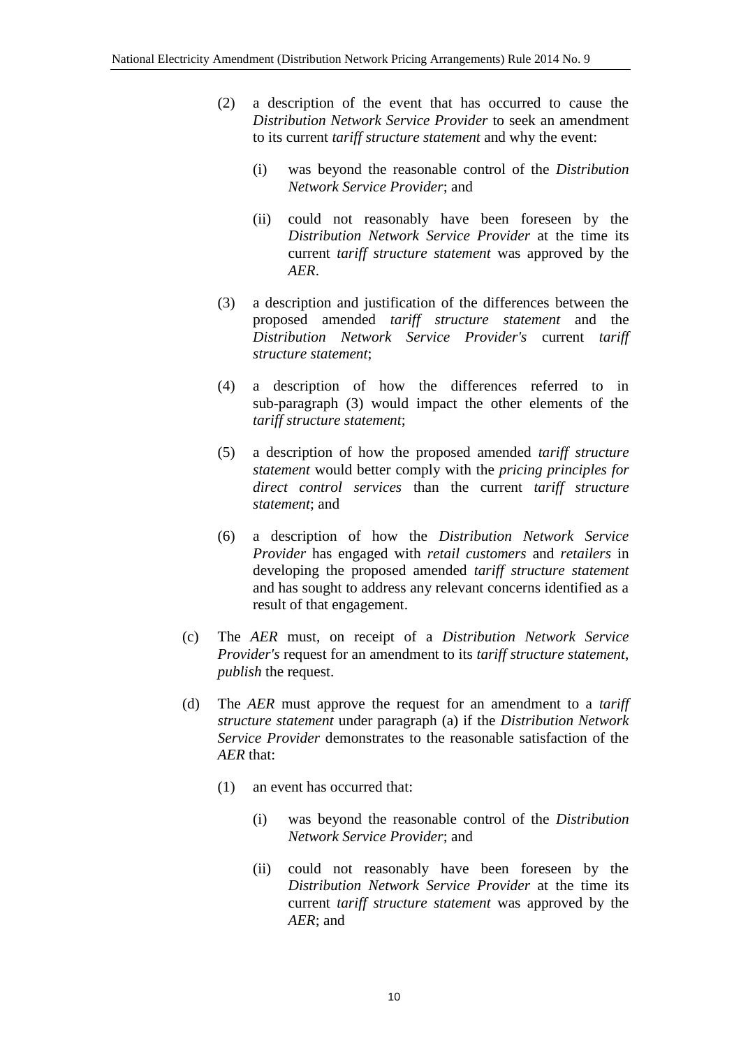(2) a description of the event that has occurred to cause the *Distribution Network Service Provider* to seek an amendment to its current *tariff structure statement* and why the event:

(i) was beyond the reasonable control of the *Distribution Network Service Provider*; and

(ii) could not reasonably have been foreseen by the *Distribution Network Service Provider* at the time its current *tariff structure statement* was approved by the *AER*.

(3) a description and justification of the differences between the proposed amended *tariff structure statement* and the *Distribution Network Service Provider's* current *tariff structure statement*;

(4) a description of how the differences referred to in sub-paragraph (3) would impact the other elements of the *tariff structure statement*;

(5) a description of how the proposed amended *tariff structure statement* would better comply with the *pricing principles for direct control services* than the current *tariff structure statement*; and

(6) a description of how the *Distribution Network Service Provider* has engaged with *retail customers* and *retailers* in developing the proposed amended *tariff structure statement* and has sought to address any relevant concerns identified as a result of that engagement.

(c) The *AER* must, on receipt of a *Distribution Network Service Provider's* request for an amendment to its *tariff structure statement*, *publish* the request.

(d) The *AER* must approve the request for an amendment to a *tariff structure statement* under paragraph (a) if the *Distribution Network Service Provider* demonstrates to the reasonable satisfaction of the *AER* that:

(1) an event has occurred that:

(i) was beyond the reasonable control of the *Distribution Network Service Provider*; and

(ii) could not reasonably have been foreseen by the *Distribution Network Service Provider* at the time its current *tariff structure statement* was approved by the *AER*; and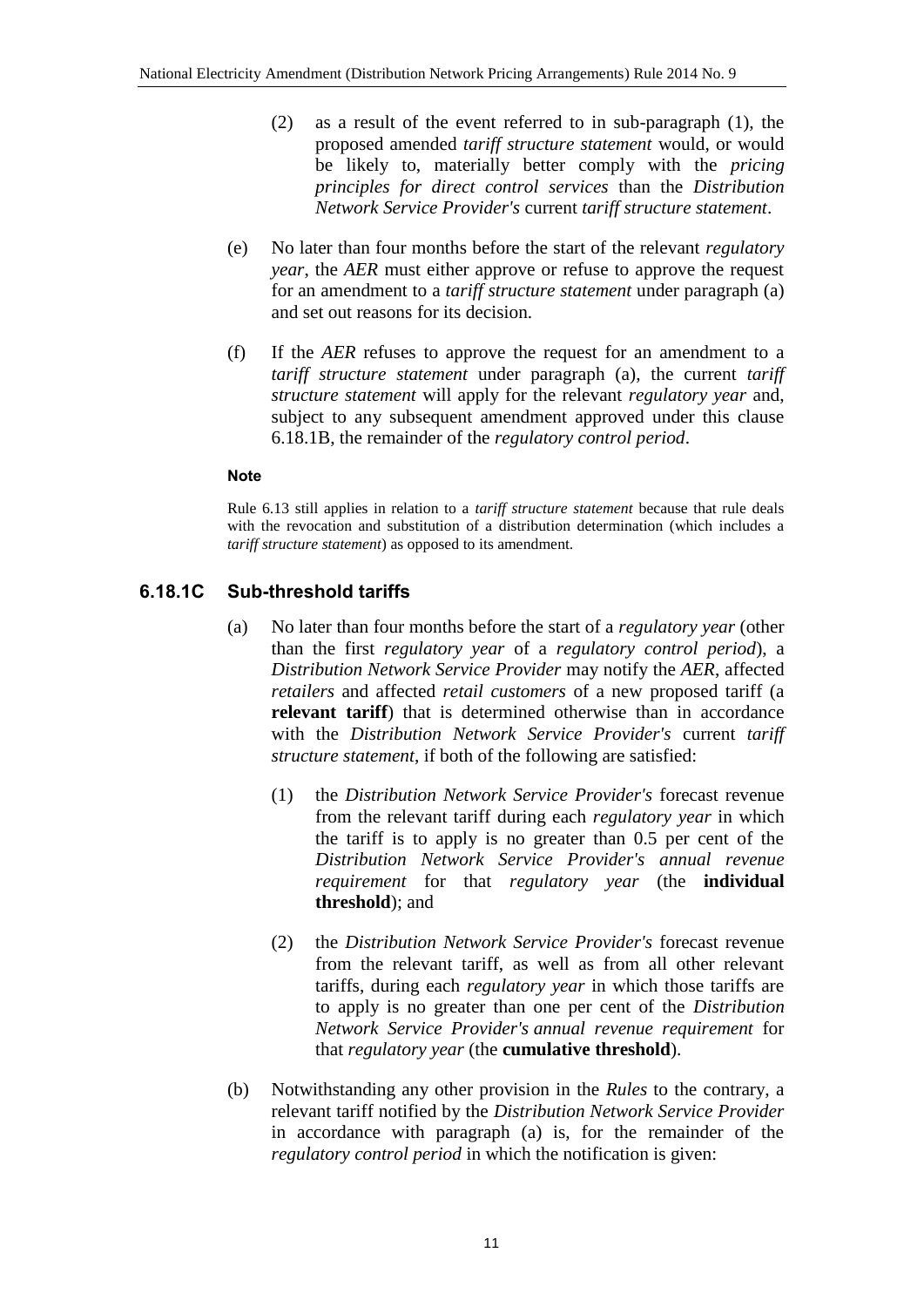(2) as a result of the event referred to in sub-paragraph (1), the proposed amended *tariff structure statement* would, or would be likely to, materially better comply with the *pricing principles for direct control services* than the *Distribution Network Service Provider's* current *tariff structure statement*.

(e) No later than four months before the start of the relevant *regulatory year*, the *AER* must either approve or refuse to approve the request for an amendment to a *tariff structure statement* under paragraph (a) and set out reasons for its decision.

(f) If the *AER* refuses to approve the request for an amendment to a *tariff structure statement* under paragraph (a), the current *tariff structure statement* will apply for the relevant *regulatory year* and, subject to any subsequent amendment approved under this clause 6.18.1B, the remainder of the *regulatory control period*.

**Note**

Rule 6.13 still applies in relation to a *tariff structure statement* because that rule deals with the revocation and substitution of a distribution determination (which includes a *tariff structure statement*) as opposed to its amendment.

### 6.18.1C Sub-threshold tariffs

(a) No later than four months before the start of a *regulatory year* (other than the first *regulatory year* of a *regulatory control period*), a *Distribution Network Service Provider* may notify the *AER*, affected *retailers* and affected *retail customers* of a new proposed tariff (a **relevant tariff**) that is determined otherwise than in accordance with the *Distribution Network Service Provider's* current *tariff structure statement*, if both of the following are satisfied:

(1) the *Distribution Network Service Provider's* forecast revenue from the relevant tariff during each *regulatory year* in which the tariff is to apply is no greater than 0.5 per cent of the *Distribution Network Service Provider's annual revenue requirement* for that *regulatory year* (the **individual threshold**); and

(2) the *Distribution Network Service Provider's* forecast revenue from the relevant tariff, as well as from all other relevant tariffs, during each *regulatory year* in which those tariffs are to apply is no greater than one per cent of the *Distribution Network Service Provider's annual revenue requirement* for that *regulatory year* (the **cumulative threshold**).

(b) Notwithstanding any other provision in the *Rules* to the contrary, a relevant tariff notified by the *Distribution Network Service Provider* in accordance with paragraph (a) is, for the remainder of the *regulatory control period* in which the notification is given: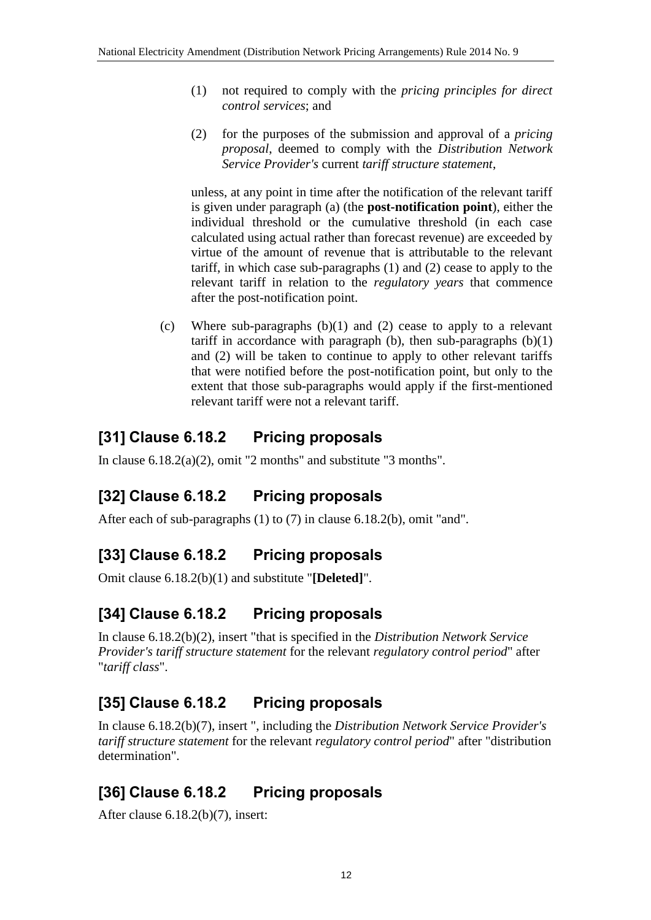(1) not required to comply with the *pricing principles for direct control services*; and

(2) for the purposes of the submission and approval of a *pricing proposal*, deemed to comply with the *Distribution Network Service Provider's* current *tariff structure statement*,

unless, at any point in time after the notification of the relevant tariff is given under paragraph (a) (the **post-notification point**), either the individual threshold or the cumulative threshold (in each case calculated using actual rather than forecast revenue) are exceeded by virtue of the amount of revenue that is attributable to the relevant tariff, in which case sub-paragraphs (1) and (2) cease to apply to the relevant tariff in relation to the *regulatory years* that commence after the post-notification point.

(c) Where sub-paragraphs (b)(1) and (2) cease to apply to a relevant tariff in accordance with paragraph (b), then sub-paragraphs (b)(1) and (2) will be taken to continue to apply to other relevant tariffs that were notified before the post-notification point, but only to the extent that those sub-paragraphs would apply if the first-mentioned relevant tariff were not a relevant tariff.

## [31] Clause 6.18.2 Pricing proposals

In clause 6.18.2(a)(2), omit "2 months" and substitute "3 months".

## [32] Clause 6.18.2 Pricing proposals

After each of sub-paragraphs (1) to (7) in clause 6.18.2(b), omit "and".

## [33] Clause 6.18.2 Pricing proposals

Omit clause 6.18.2(b)(1) and substitute "**[Deleted]**".

## [34] Clause 6.18.2 Pricing proposals

In clause 6.18.2(b)(2), insert "that is specified in the *Distribution Network Service Provider's tariff structure statement* for the relevant *regulatory control period*" after "*tariff class*".

## [35] Clause 6.18.2 Pricing proposals

In clause 6.18.2(b)(7), insert ", including the *Distribution Network Service Provider's tariff structure statement* for the relevant *regulatory control period*" after "distribution determination".

## [36] Clause 6.18.2 Pricing proposals

After clause 6.18.2(b)(7), insert: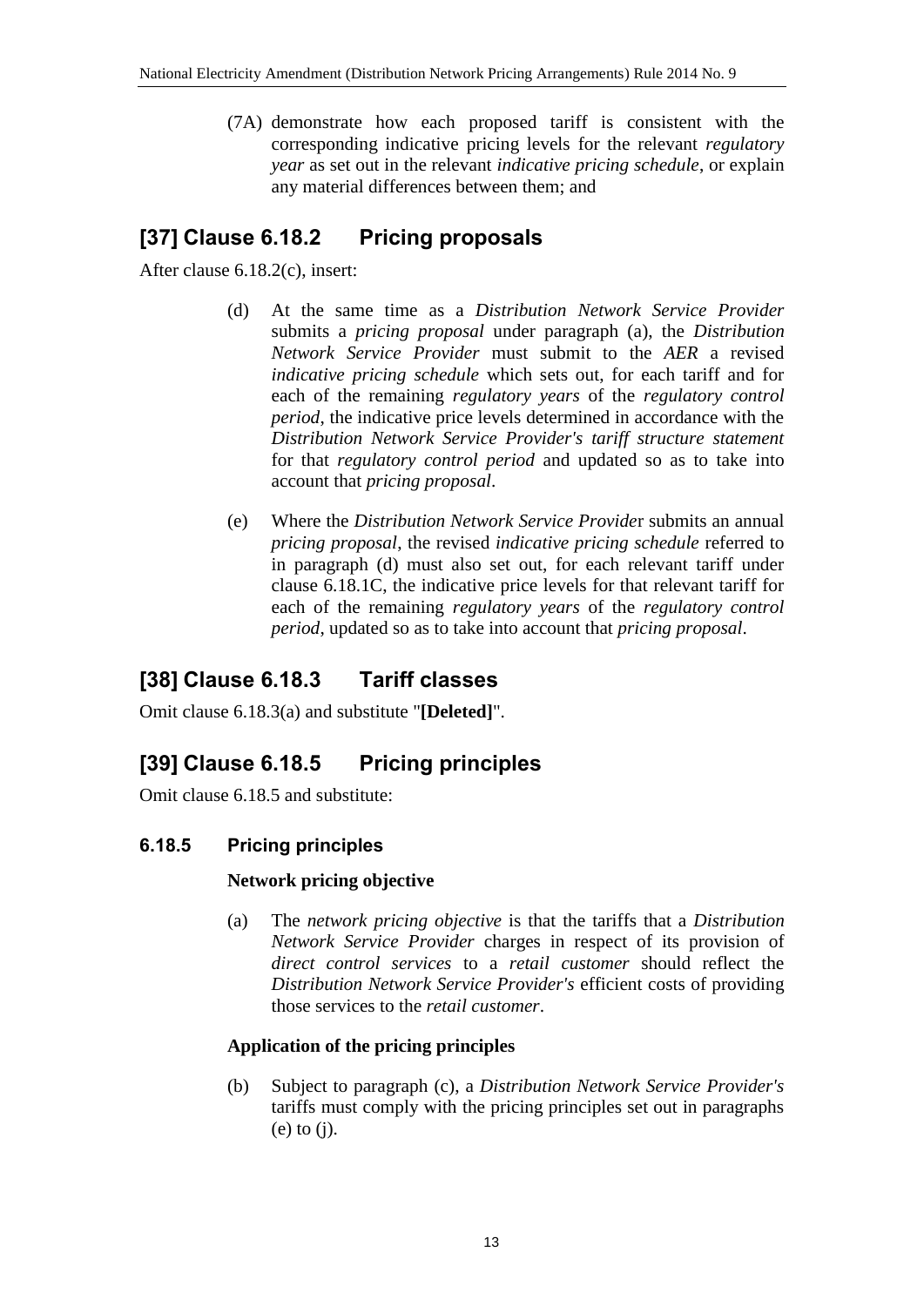(7A) demonstrate how each proposed tariff is consistent with the corresponding indicative pricing levels for the relevant *regulatory year* as set out in the relevant *indicative pricing schedule*, or explain any material differences between them; and

## [37] Clause 6.18.2 Pricing proposals

After clause 6.18.2(c), insert:

(d) At the same time as a *Distribution Network Service Provider* submits a *pricing proposal* under paragraph (a), the *Distribution Network Service Provider* must submit to the *AER* a revised *indicative pricing schedule* which sets out, for each tariff and for each of the remaining *regulatory years* of the *regulatory control period*, the indicative price levels determined in accordance with the *Distribution Network Service Provider's tariff structure statement* for that *regulatory control period* and updated so as to take into account that *pricing proposal*.

(e) Where the *Distribution Network Service Provider* submits an annual *pricing proposal*, the revised *indicative pricing schedule* referred to in paragraph (d) must also set out, for each relevant tariff under clause 6.18.1C, the indicative price levels for that relevant tariff for each of the remaining *regulatory years* of the *regulatory control period*, updated so as to take into account that *pricing proposal*.

## [38] Clause 6.18.3 Tariff classes

Omit clause 6.18.3(a) and substitute "**[Deleted]**".

## [39] Clause 6.18.5 Pricing principles

Omit clause 6.18.5 and substitute:

### 6.18.5 Pricing principles

**Network pricing objective**

(a) The *network pricing objective* is that the tariffs that a *Distribution Network Service Provider* charges in respect of its provision of *direct control services* to a *retail customer* should reflect the *Distribution Network Service Provider's* efficient costs of providing those services to the *retail customer*.

**Application of the pricing principles**

(b) Subject to paragraph (c), a *Distribution Network Service Provider's* tariffs must comply with the pricing principles set out in paragraphs (e) to (j).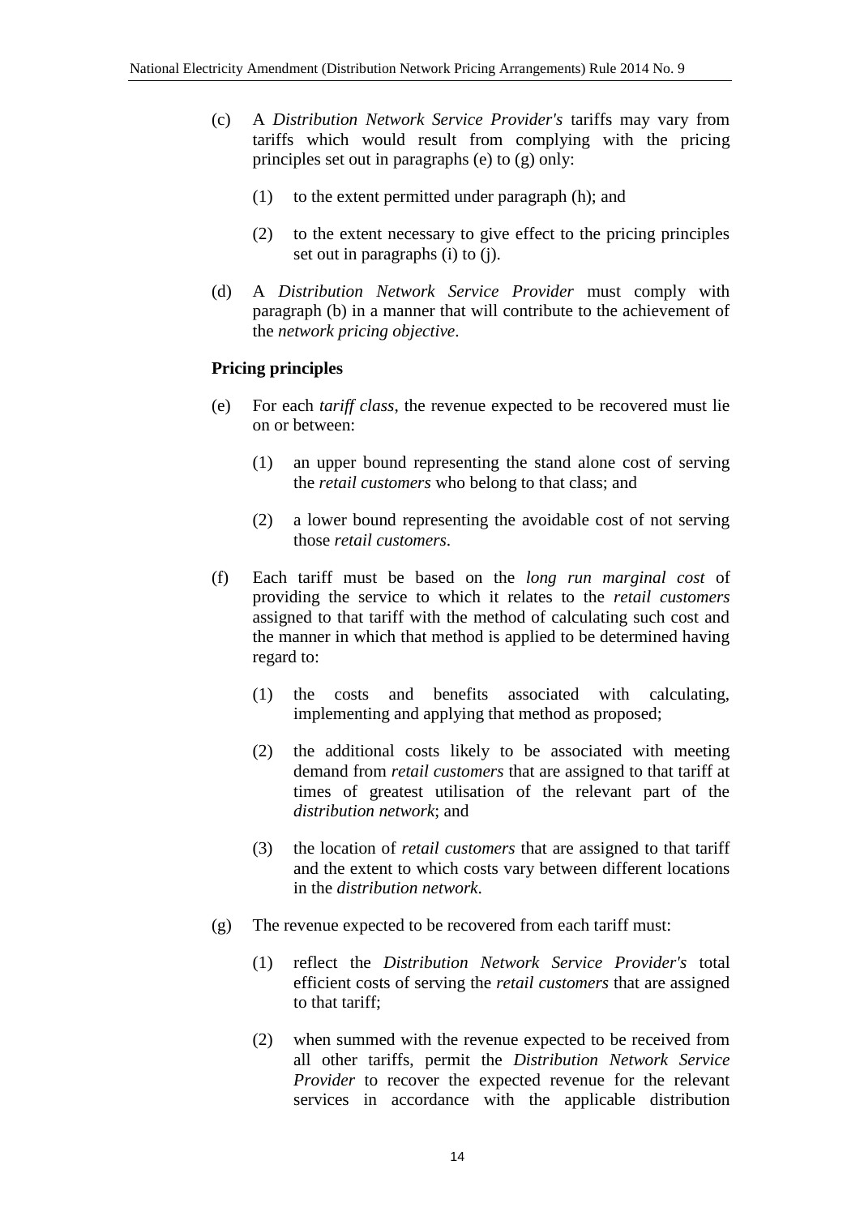(c) A *Distribution Network Service Provider's* tariffs may vary from tariffs which would result from complying with the pricing principles set out in paragraphs (e) to (g) only:

  (1) to the extent permitted under paragraph (h); and

  (2) to the extent necessary to give effect to the pricing principles set out in paragraphs (i) to (j).

(d) A *Distribution Network Service Provider* must comply with paragraph (b) in a manner that will contribute to the achievement of the *network pricing objective*.

**Pricing principles**

(e) For each *tariff class*, the revenue expected to be recovered must lie on or between:

  (1) an upper bound representing the stand alone cost of serving the *retail customers* who belong to that class; and

  (2) a lower bound representing the avoidable cost of not serving those *retail customers*.

(f) Each tariff must be based on the *long run marginal cost* of providing the service to which it relates to the *retail customers* assigned to that tariff with the method of calculating such cost and the manner in which that method is applied to be determined having regard to:

  (1) the costs and benefits associated with calculating, implementing and applying that method as proposed;

  (2) the additional costs likely to be associated with meeting demand from *retail customers* that are assigned to that tariff at times of greatest utilisation of the relevant part of the *distribution network*; and

  (3) the location of *retail customers* that are assigned to that tariff and the extent to which costs vary between different locations in the *distribution network*.

(g) The revenue expected to be recovered from each tariff must:

  (1) reflect the *Distribution Network Service Provider's* total efficient costs of serving the *retail customers* that are assigned to that tariff;

  (2) when summed with the revenue expected to be received from all other tariffs, permit the *Distribution Network Service Provider* to recover the expected revenue for the relevant services in accordance with the applicable distribution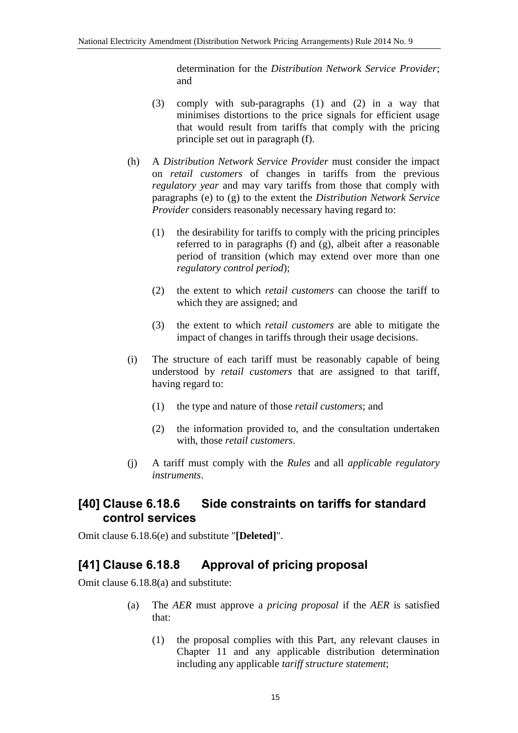determination for the *Distribution Network Service Provider*; and

(3) comply with sub-paragraphs (1) and (2) in a way that minimises distortions to the price signals for efficient usage that would result from tariffs that comply with the pricing principle set out in paragraph (f).

(h) A *Distribution Network Service Provider* must consider the impact on *retail customers* of changes in tariffs from the previous *regulatory year* and may vary tariffs from those that comply with paragraphs (e) to (g) to the extent the *Distribution Network Service Provider* considers reasonably necessary having regard to:

(1) the desirability for tariffs to comply with the pricing principles referred to in paragraphs (f) and (g), albeit after a reasonable period of transition (which may extend over more than one *regulatory control period*);

(2) the extent to which *retail customers* can choose the tariff to which they are assigned; and

(3) the extent to which *retail customers* are able to mitigate the impact of changes in tariffs through their usage decisions.

(i) The structure of each tariff must be reasonably capable of being understood by *retail customers* that are assigned to that tariff, having regard to:

(1) the type and nature of those *retail customers*; and

(2) the information provided to, and the consultation undertaken with, those *retail customers*.

(j) A tariff must comply with the *Rules* and all *applicable regulatory instruments*.

## [40] Clause 6.18.6 Side constraints on tariffs for standard control services

Omit clause 6.18.6(e) and substitute "**[Deleted]**".

## [41] Clause 6.18.8 Approval of pricing proposal

Omit clause 6.18.8(a) and substitute:

(a) The *AER* must approve a *pricing proposal* if the *AER* is satisfied that:

(1) the proposal complies with this Part, any relevant clauses in Chapter 11 and any applicable distribution determination including any applicable *tariff structure statement*;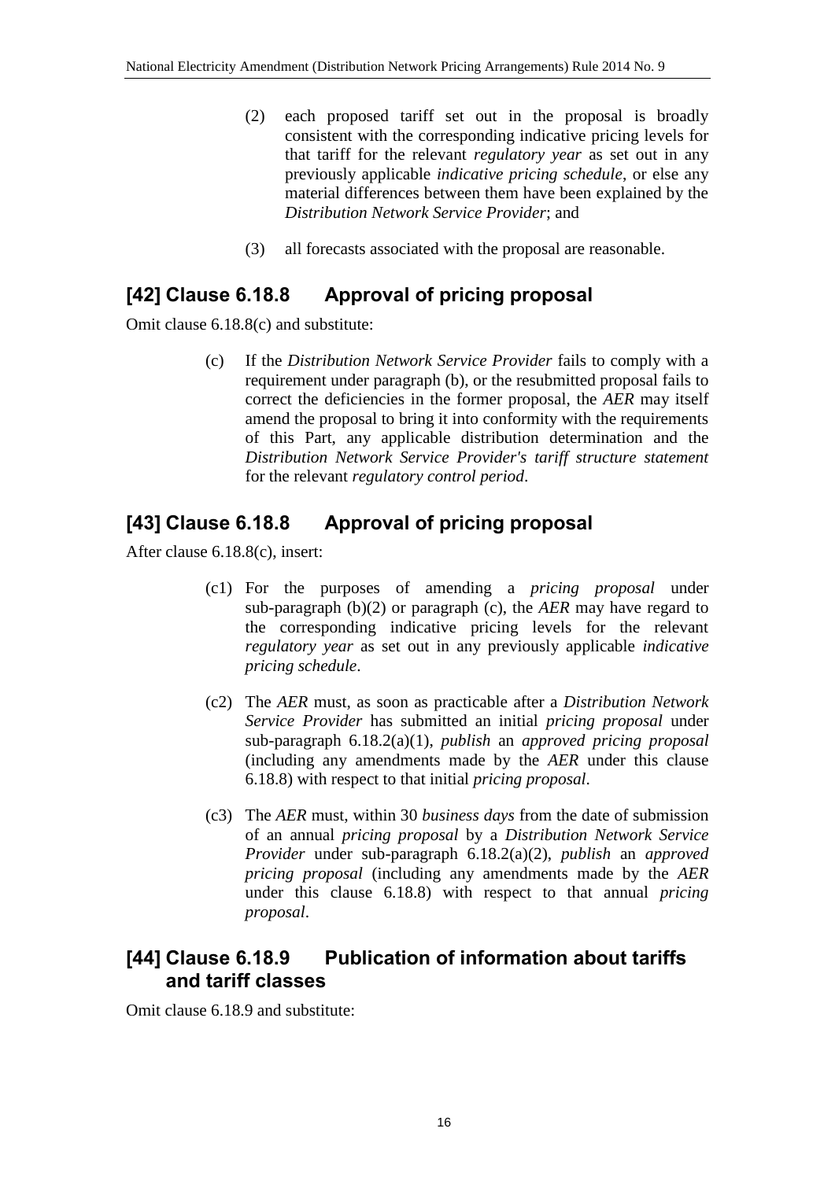(2) each proposed tariff set out in the proposal is broadly consistent with the corresponding indicative pricing levels for that tariff for the relevant *regulatory year* as set out in any previously applicable *indicative pricing schedule*, or else any material differences between them have been explained by the *Distribution Network Service Provider*; and

(3) all forecasts associated with the proposal are reasonable.

## [42] Clause 6.18.8 Approval of pricing proposal

Omit clause 6.18.8(c) and substitute:

(c) If the *Distribution Network Service Provider* fails to comply with a requirement under paragraph (b), or the resubmitted proposal fails to correct the deficiencies in the former proposal, the *AER* may itself amend the proposal to bring it into conformity with the requirements of this Part, any applicable distribution determination and the *Distribution Network Service Provider's tariff structure statement* for the relevant *regulatory control period*.

## [43] Clause 6.18.8 Approval of pricing proposal

After clause 6.18.8(c), insert:

(c1) For the purposes of amending a *pricing proposal* under sub-paragraph (b)(2) or paragraph (c), the *AER* may have regard to the corresponding indicative pricing levels for the relevant *regulatory year* as set out in any previously applicable *indicative pricing schedule*.

(c2) The *AER* must, as soon as practicable after a *Distribution Network Service Provider* has submitted an initial *pricing proposal* under sub-paragraph 6.18.2(a)(1), *publish* an *approved pricing proposal* (including any amendments made by the *AER* under this clause 6.18.8) with respect to that initial *pricing proposal*.

(c3) The *AER* must, within 30 *business days* from the date of submission of an annual *pricing proposal* by a *Distribution Network Service Provider* under sub-paragraph 6.18.2(a)(2), *publish* an *approved pricing proposal* (including any amendments made by the *AER* under this clause 6.18.8) with respect to that annual *pricing proposal*.

## [44] Clause 6.18.9 Publication of information about tariffs and tariff classes

Omit clause 6.18.9 and substitute: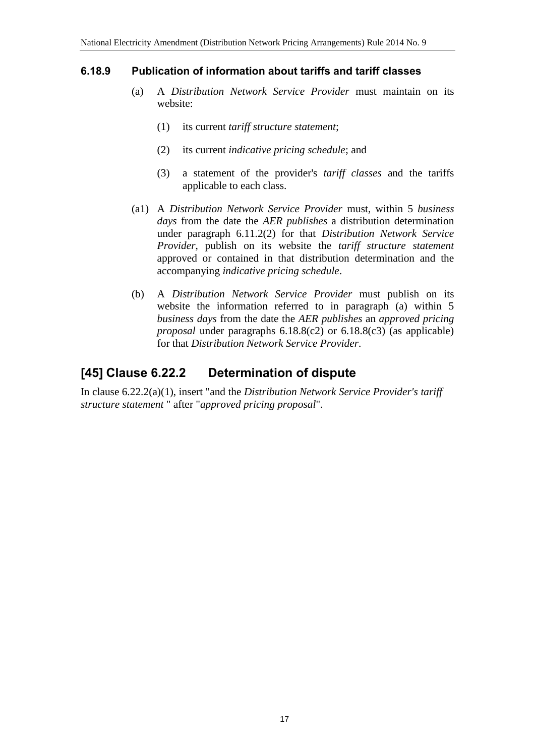### 6.18.9 Publication of information about tariffs and tariff classes

(a) A *Distribution Network Service Provider* must maintain on its website:

(1) its current *tariff structure statement*;

(2) its current *indicative pricing schedule*; and

(3) a statement of the provider's *tariff classes* and the tariffs applicable to each class.

(a1) A *Distribution Network Service Provider* must, within 5 *business days* from the date the *AER publishes* a distribution determination under paragraph 6.11.2(2) for that *Distribution Network Service Provider*, publish on its website the *tariff structure statement* approved or contained in that distribution determination and the accompanying *indicative pricing schedule*.

(b) A *Distribution Network Service Provider* must publish on its website the information referred to in paragraph (a) within 5 *business days* from the date the *AER publishes* an *approved pricing proposal* under paragraphs 6.18.8(c2) or 6.18.8(c3) (as applicable) for that *Distribution Network Service Provider*.

## [45] Clause 6.22.2 Determination of dispute

In clause 6.22.2(a)(1), insert "and the *Distribution Network Service Provider's tariff structure statement* " after "*approved pricing proposal*".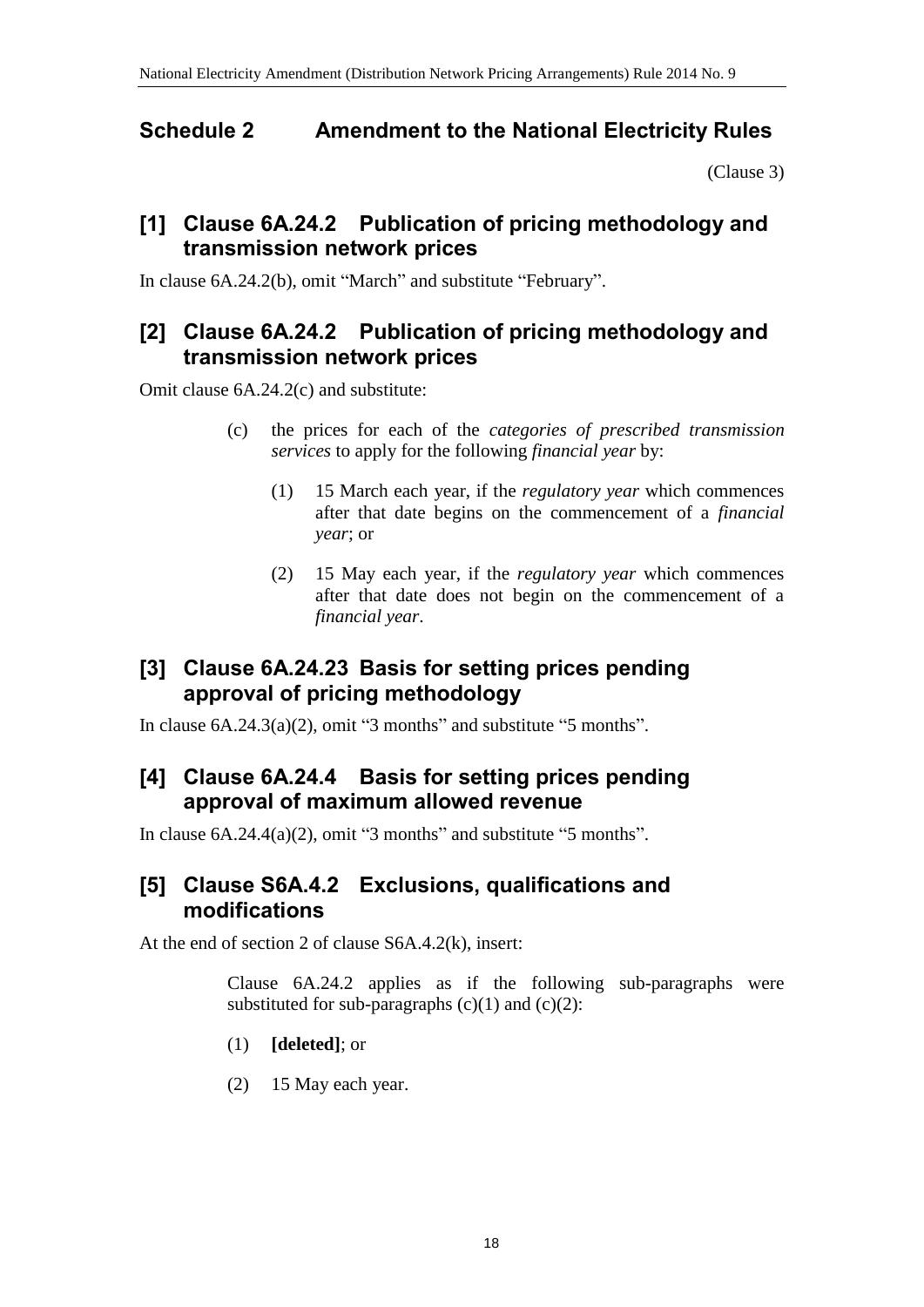## Schedule 2 Amendment to the National Electricity Rules

(Clause 3)

### [1] Clause 6A.24.2 Publication of pricing methodology and transmission network prices

In clause 6A.24.2(b), omit "March" and substitute "February".

### [2] Clause 6A.24.2 Publication of pricing methodology and transmission network prices

Omit clause 6A.24.2(c) and substitute:

> (c) the prices for each of the *categories of prescribed transmission services* to apply for the following *financial year* by:
>
> (1) 15 March each year, if the *regulatory year* which commences after that date begins on the commencement of a *financial year*; or
>
> (2) 15 May each year, if the *regulatory year* which commences after that date does not begin on the commencement of a *financial year*.

### [3] Clause 6A.24.23 Basis for setting prices pending approval of pricing methodology

In clause 6A.24.3(a)(2), omit "3 months" and substitute "5 months".

### [4] Clause 6A.24.4 Basis for setting prices pending approval of maximum allowed revenue

In clause 6A.24.4(a)(2), omit "3 months" and substitute "5 months".

### [5] Clause S6A.4.2 Exclusions, qualifications and modifications

At the end of section 2 of clause S6A.4.2(k), insert:

> Clause 6A.24.2 applies as if the following sub-paragraphs were substituted for sub-paragraphs (c)(1) and (c)(2):
>
> (1) **[deleted]**; or
>
> (2) 15 May each year.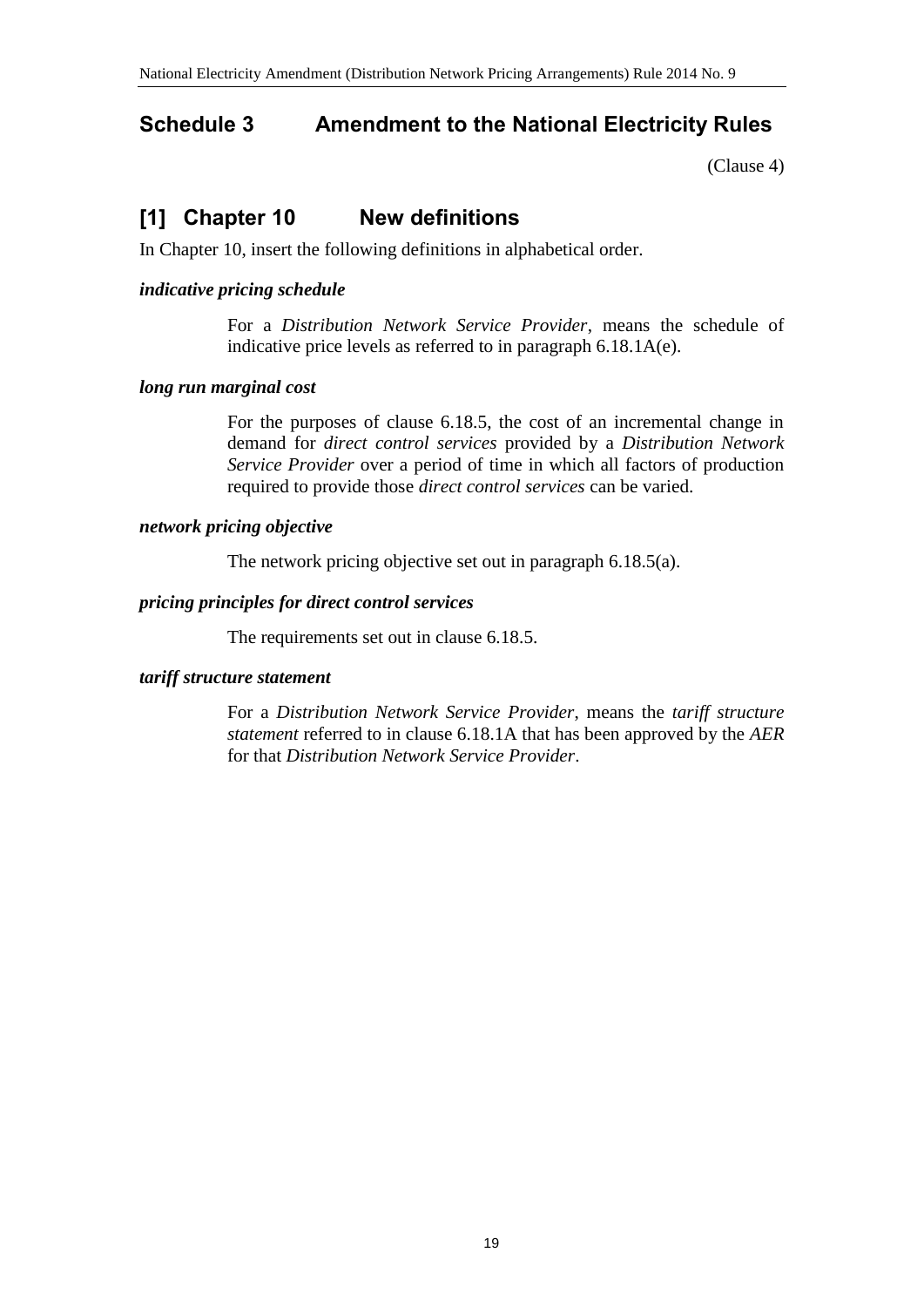# Schedule 3 Amendment to the National Electricity Rules

(Clause 4)

## [1] Chapter 10 New definitions

In Chapter 10, insert the following definitions in alphabetical order.

***indicative pricing schedule***

For a *Distribution Network Service Provider*, means the schedule of indicative price levels as referred to in paragraph 6.18.1A(e).

***long run marginal cost***

For the purposes of clause 6.18.5, the cost of an incremental change in demand for *direct control services* provided by a *Distribution Network Service Provider* over a period of time in which all factors of production required to provide those *direct control services* can be varied.

***network pricing objective***

The network pricing objective set out in paragraph 6.18.5(a).

***pricing principles for direct control services***

The requirements set out in clause 6.18.5.

***tariff structure statement***

For a *Distribution Network Service Provider*, means the *tariff structure statement* referred to in clause 6.18.1A that has been approved by the *AER* for that *Distribution Network Service Provider*.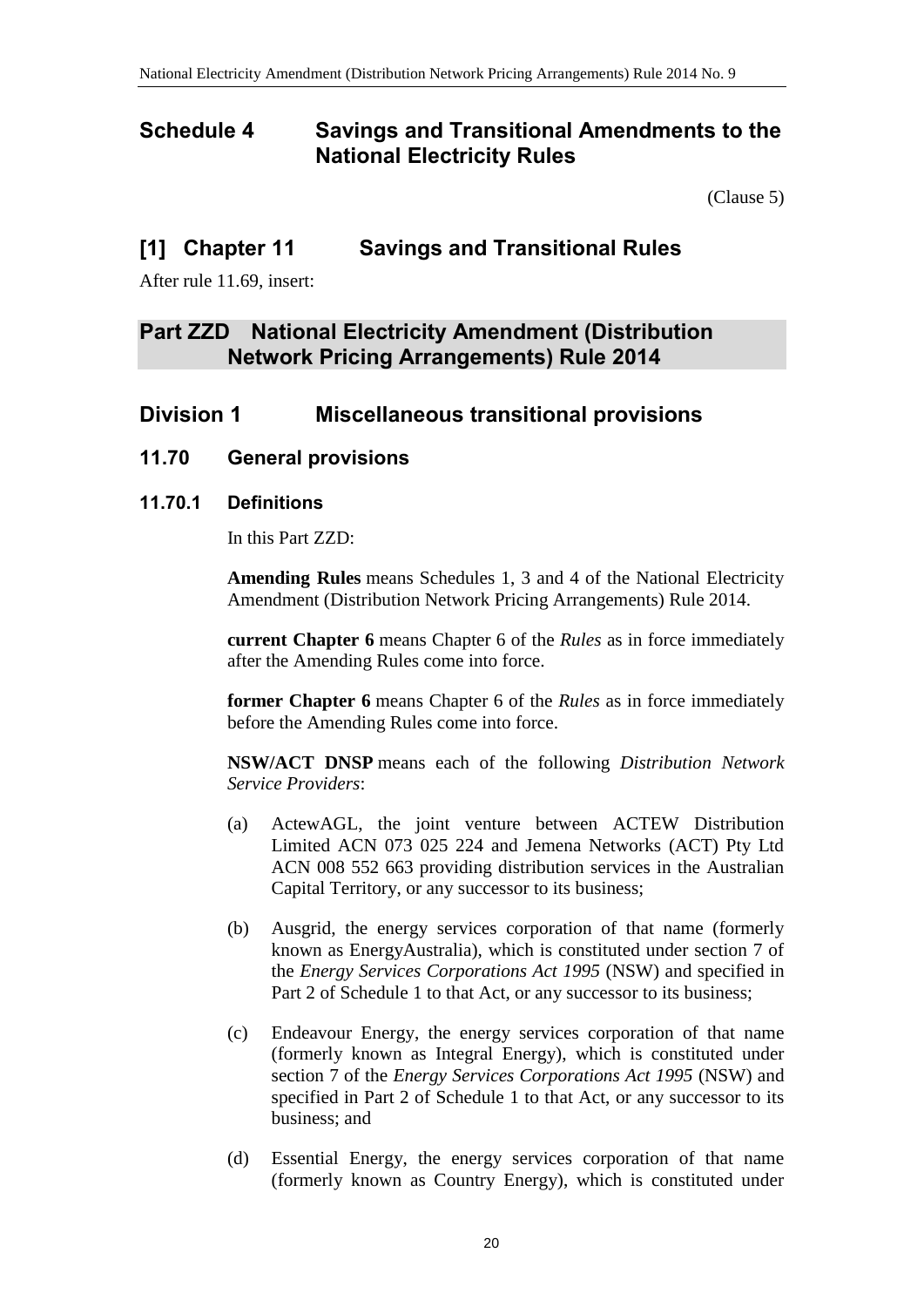# Schedule 4 Savings and Transitional Amendments to the National Electricity Rules

(Clause 5)

## [1] Chapter 11 Savings and Transitional Rules

After rule 11.69, insert:

## Part ZZD National Electricity Amendment (Distribution Network Pricing Arrangements) Rule 2014

## Division 1 Miscellaneous transitional provisions

### 11.70 General provisions

#### 11.70.1 Definitions

In this Part ZZD:

**Amending Rules** means Schedules 1, 3 and 4 of the National Electricity Amendment (Distribution Network Pricing Arrangements) Rule 2014.

**current Chapter 6** means Chapter 6 of the *Rules* as in force immediately after the Amending Rules come into force.

**former Chapter 6** means Chapter 6 of the *Rules* as in force immediately before the Amending Rules come into force.

**NSW/ACT DNSP** means each of the following *Distribution Network Service Providers*:

(a) ActewAGL, the joint venture between ACTEW Distribution Limited ACN 073 025 224 and Jemena Networks (ACT) Pty Ltd ACN 008 552 663 providing distribution services in the Australian Capital Territory, or any successor to its business;

(b) Ausgrid, the energy services corporation of that name (formerly known as EnergyAustralia), which is constituted under section 7 of the *Energy Services Corporations Act 1995* (NSW) and specified in Part 2 of Schedule 1 to that Act, or any successor to its business;

(c) Endeavour Energy, the energy services corporation of that name (formerly known as Integral Energy), which is constituted under section 7 of the *Energy Services Corporations Act 1995* (NSW) and specified in Part 2 of Schedule 1 to that Act, or any successor to its business; and

(d) Essential Energy, the energy services corporation of that name (formerly known as Country Energy), which is constituted under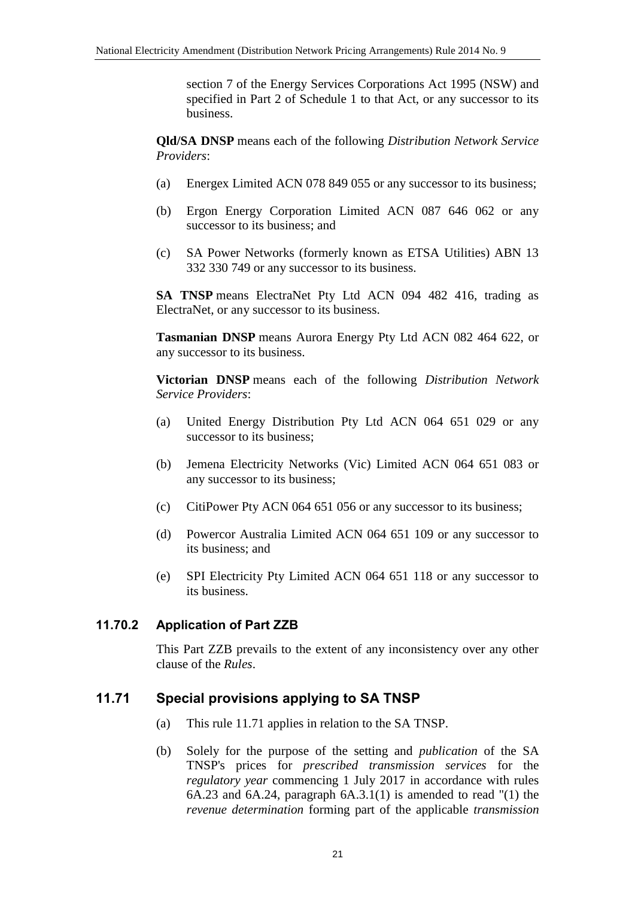section 7 of the Energy Services Corporations Act 1995 (NSW) and specified in Part 2 of Schedule 1 to that Act, or any successor to its business.

**Qld/SA DNSP** means each of the following *Distribution Network Service Providers*:

(a) Energex Limited ACN 078 849 055 or any successor to its business;

(b) Ergon Energy Corporation Limited ACN 087 646 062 or any successor to its business; and

(c) SA Power Networks (formerly known as ETSA Utilities) ABN 13 332 330 749 or any successor to its business.

**SA TNSP** means ElectraNet Pty Ltd ACN 094 482 416, trading as ElectraNet, or any successor to its business.

**Tasmanian DNSP** means Aurora Energy Pty Ltd ACN 082 464 622, or any successor to its business.

**Victorian DNSP** means each of the following *Distribution Network Service Providers*:

(a) United Energy Distribution Pty Ltd ACN 064 651 029 or any successor to its business;

(b) Jemena Electricity Networks (Vic) Limited ACN 064 651 083 or any successor to its business;

(c) CitiPower Pty ACN 064 651 056 or any successor to its business;

(d) Powercor Australia Limited ACN 064 651 109 or any successor to its business; and

(e) SPI Electricity Pty Limited ACN 064 651 118 or any successor to its business.

### 11.70.2 Application of Part ZZB

This Part ZZB prevails to the extent of any inconsistency over any other clause of the *Rules*.

## 11.71 Special provisions applying to SA TNSP

(a) This rule 11.71 applies in relation to the SA TNSP.

(b) Solely for the purpose of the setting and *publication* of the SA TNSP's prices for *prescribed transmission services* for the *regulatory year* commencing 1 July 2017 in accordance with rules 6A.23 and 6A.24, paragraph 6A.3.1(1) is amended to read "(1) the *revenue determination* forming part of the applicable *transmission*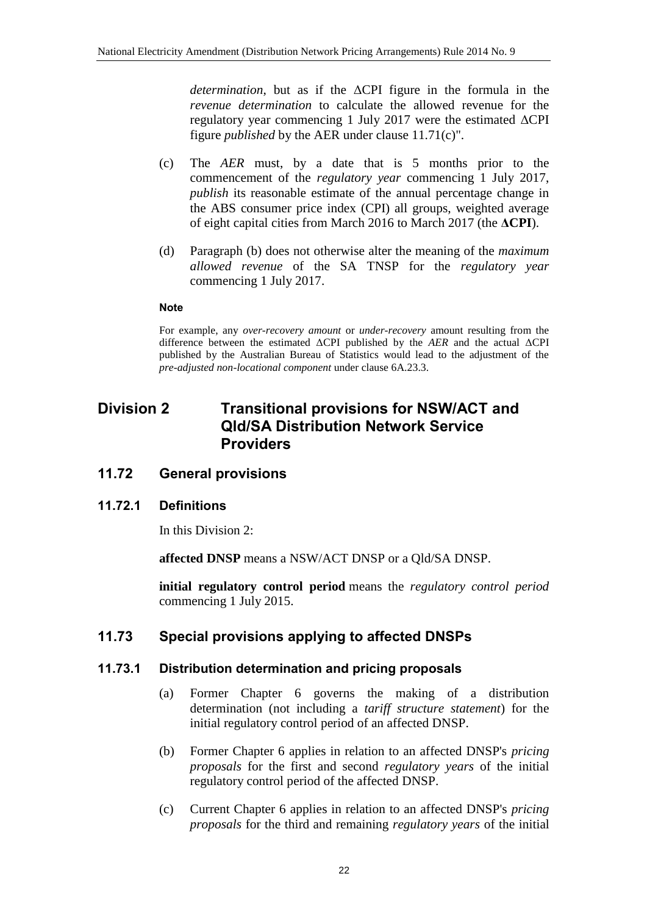*determination*, but as if the ΔCPI figure in the formula in the *revenue determination* to calculate the allowed revenue for the regulatory year commencing 1 July 2017 were the estimated ΔCPI figure *published* by the AER under clause 11.71(c)".

(c) The *AER* must, by a date that is 5 months prior to the commencement of the *regulatory year* commencing 1 July 2017, *publish* its reasonable estimate of the annual percentage change in the ABS consumer price index (CPI) all groups, weighted average of eight capital cities from March 2016 to March 2017 (the **ΔCPI**).

(d) Paragraph (b) does not otherwise alter the meaning of the *maximum allowed revenue* of the SA TNSP for the *regulatory year* commencing 1 July 2017.

**Note**

For example, any *over-recovery amount* or *under-recovery* amount resulting from the difference between the estimated ΔCPI published by the *AER* and the actual ΔCPI published by the Australian Bureau of Statistics would lead to the adjustment of the *pre-adjusted non-locational component* under clause 6A.23.3.

# Division 2 Transitional provisions for NSW/ACT and Qld/SA Distribution Network Service Providers

## 11.72 General provisions

### 11.72.1 Definitions

In this Division 2:

**affected DNSP** means a NSW/ACT DNSP or a Qld/SA DNSP.

**initial regulatory control period** means the *regulatory control period* commencing 1 July 2015.

## 11.73 Special provisions applying to affected DNSPs

### 11.73.1 Distribution determination and pricing proposals

(a) Former Chapter 6 governs the making of a distribution determination (not including a *tariff structure statement*) for the initial regulatory control period of an affected DNSP.

(b) Former Chapter 6 applies in relation to an affected DNSP's *pricing proposals* for the first and second *regulatory years* of the initial regulatory control period of the affected DNSP.

(c) Current Chapter 6 applies in relation to an affected DNSP's *pricing proposals* for the third and remaining *regulatory years* of the initial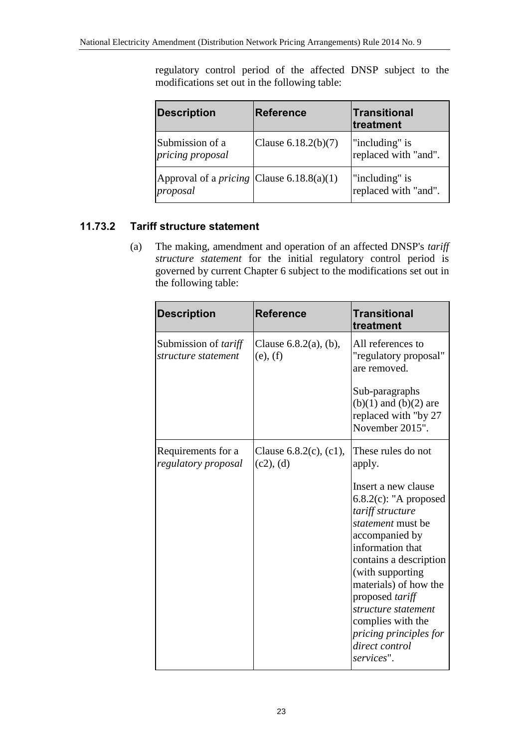regulatory control period of the affected DNSP subject to the modifications set out in the following table:

| Description | Reference | Transitional treatment |
| --- | --- | --- |
| Submission of a *pricing proposal* | Clause 6.18.2(b)(7) | "including" is replaced with "and". |
| Approval of a *pricing proposal* | Clause 6.18.8(a)(1) | "including" is replaced with "and". |

### 11.73.2 Tariff structure statement

(a) The making, amendment and operation of an affected DNSP's *tariff structure statement* for the initial regulatory control period is governed by current Chapter 6 subject to the modifications set out in the following table:

| Description | Reference | Transitional treatment |
| --- | --- | --- |
| Submission of *tariff structure statement* | Clause 6.8.2(a), (b), (e), (f) | All references to "regulatory proposal" are removed.<br><br>Sub-paragraphs (b)(1) and (b)(2) are replaced with "by 27 November 2015". |
| Requirements for a *regulatory proposal* | Clause 6.8.2(c), (c1), (c2), (d) | These rules do not apply.<br><br>Insert a new clause 6.8.2(c): "A proposed *tariff structure statement* must be accompanied by information that contains a description (with supporting materials) of how the proposed *tariff structure statement* complies with the *pricing principles for direct control services*". |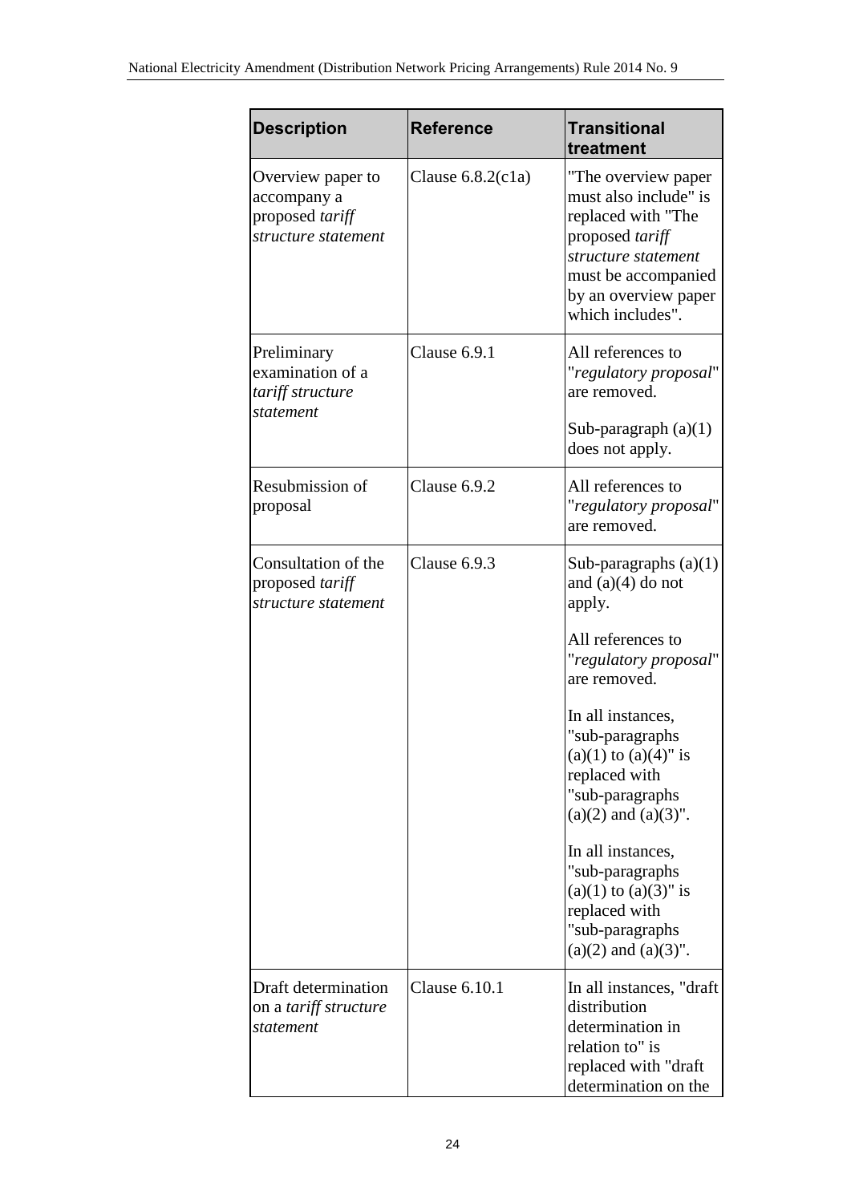| Description | Reference | Transitional treatment |
| --- | --- | --- |
| Overview paper to accompany a proposed *tariff structure statement* | Clause 6.8.2(c1a) | "The overview paper must also include" is replaced with "The proposed *tariff structure statement* must be accompanied by an overview paper which includes". |
| Preliminary examination of a *tariff structure statement* | Clause 6.9.1 | All references to "*regulatory proposal*" are removed.<br><br>Sub-paragraph (a)(1) does not apply. |
| Resubmission of proposal | Clause 6.9.2 | All references to "*regulatory proposal*" are removed. |
| Consultation of the proposed *tariff structure statement* | Clause 6.9.3 | Sub-paragraphs (a)(1) and (a)(4) do not apply.<br><br>All references to "*regulatory proposal*" are removed.<br><br>In all instances, "sub-paragraphs (a)(1) to (a)(4)" is replaced with "sub-paragraphs (a)(2) and (a)(3)".<br><br>In all instances, "sub-paragraphs (a)(1) to (a)(3)" is replaced with "sub-paragraphs (a)(2) and (a)(3)". |
| Draft determination on a *tariff structure statement* | Clause 6.10.1 | In all instances, "draft distribution determination in relation to" is replaced with "draft determination on the |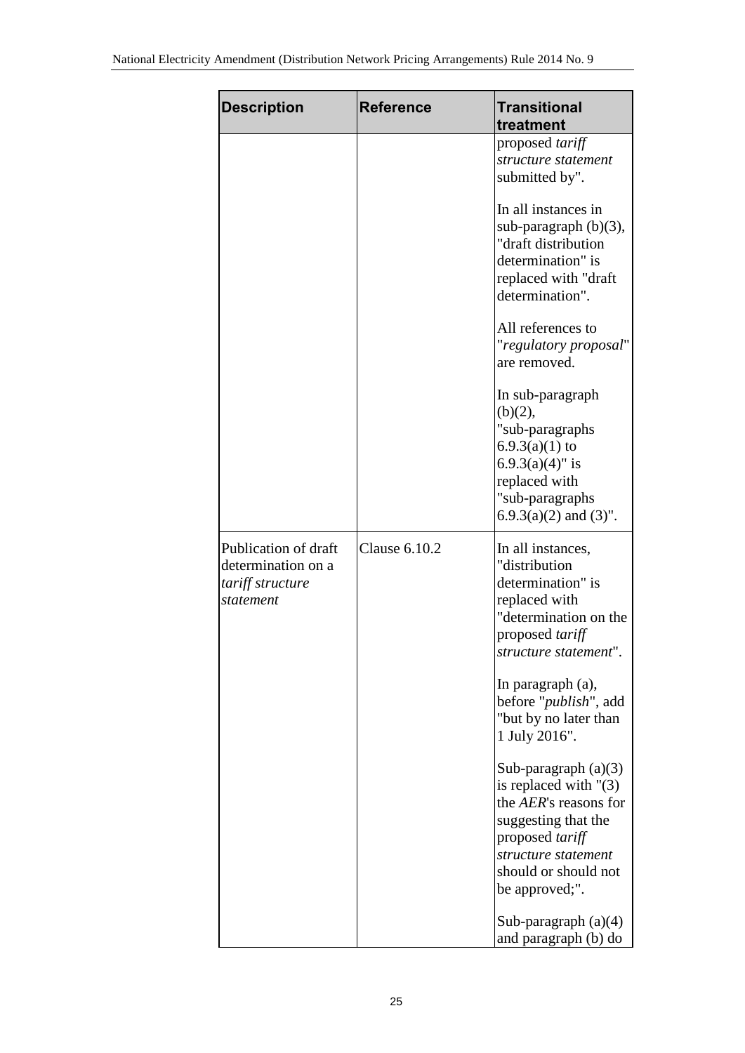| Description | Reference | Transitional treatment |
|---|---|---|
| | | proposed *tariff structure statement* submitted by".<br><br>In all instances in sub-paragraph (b)(3), "draft distribution determination" is replaced with "draft determination".<br><br>All references to "*regulatory proposal*" are removed.<br><br>In sub-paragraph (b)(2), "sub-paragraphs 6.9.3(a)(1) to 6.9.3(a)(4)" is replaced with "sub-paragraphs 6.9.3(a)(2) and (3)". |
| Publication of draft determination on a *tariff structure statement* | Clause 6.10.2 | In all instances, "distribution determination" is replaced with "determination on the proposed *tariff structure statement*".<br><br>In paragraph (a), before "*publish*", add "but by no later than 1 July 2016".<br><br>Sub-paragraph (a)(3) is replaced with "(3) the *AER*'s reasons for suggesting that the proposed *tariff structure statement* should or should not be approved;".<br><br>Sub-paragraph (a)(4) and paragraph (b) do |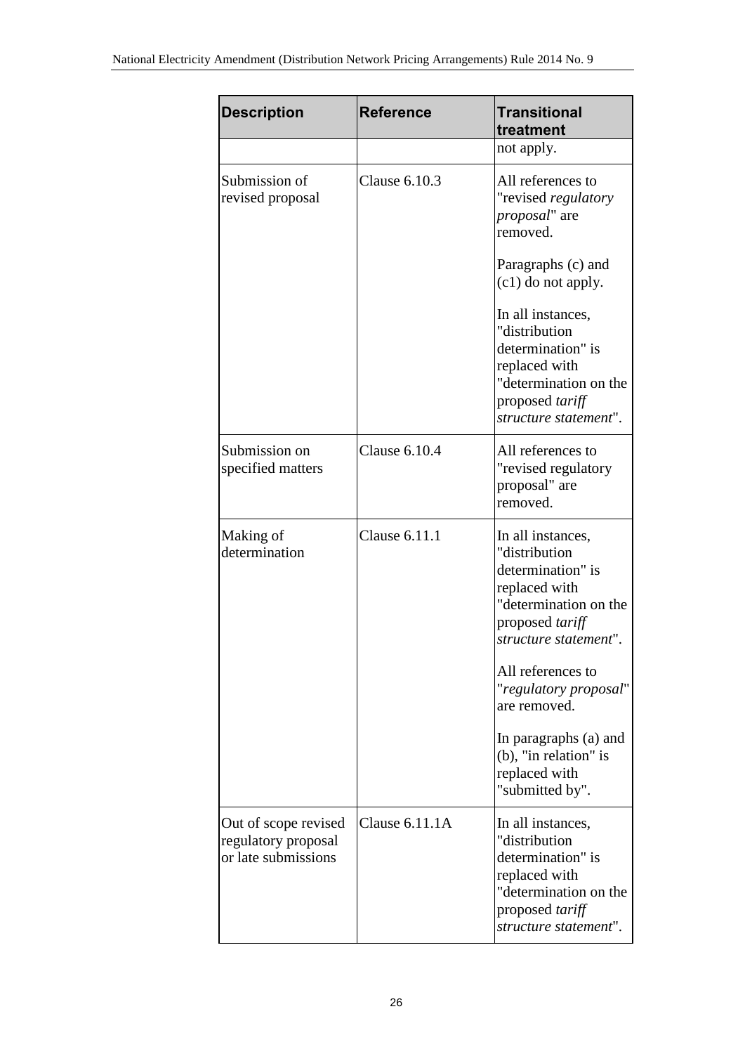| Description | Reference | Transitional treatment |
| --- | --- | --- |
| | | not apply. |
| Submission of revised proposal | Clause 6.10.3 | All references to "revised *regulatory proposal*" are removed.<br><br>Paragraphs (c) and (c1) do not apply.<br><br>In all instances, "distribution determination" is replaced with "determination on the proposed *tariff structure statement*". |
| Submission on specified matters | Clause 6.10.4 | All references to "revised regulatory proposal" are removed. |
| Making of determination | Clause 6.11.1 | In all instances, "distribution determination" is replaced with "determination on the proposed *tariff structure statement*".<br><br>All references to "*regulatory proposal*" are removed.<br><br>In paragraphs (a) and (b), "in relation" is replaced with "submitted by". |
| Out of scope revised regulatory proposal or late submissions | Clause 6.11.1A | In all instances, "distribution determination" is replaced with "determination on the proposed *tariff structure statement*". |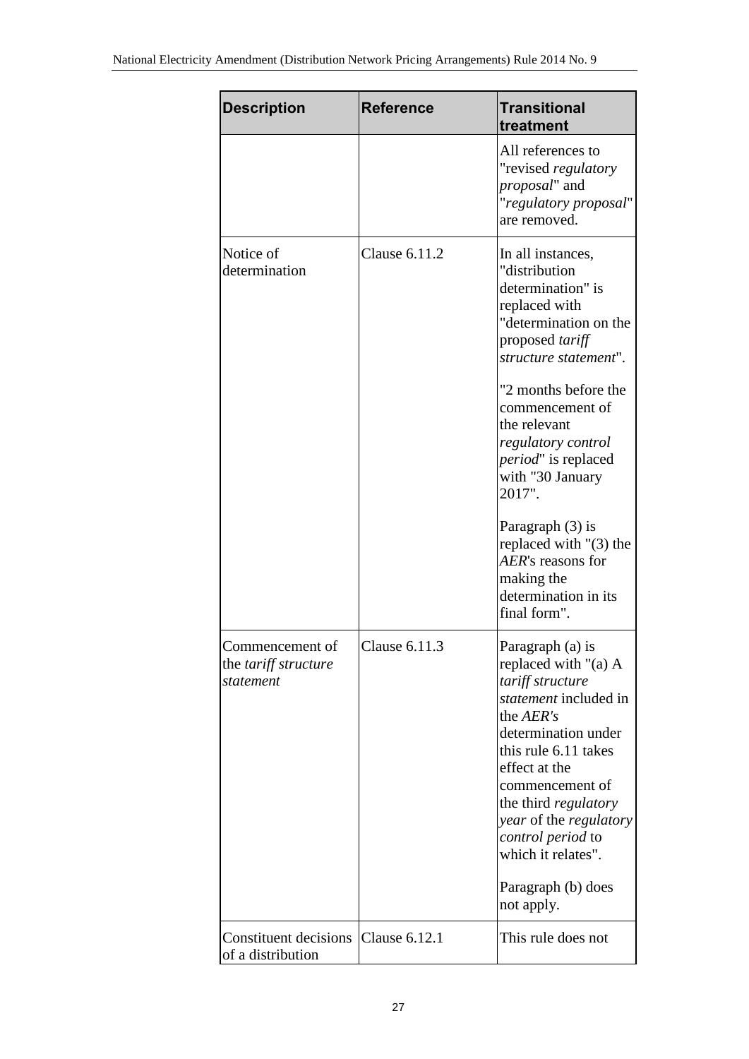| **Description** | **Reference** | **Transitional treatment** |
| --- | --- | --- |
| | | All references to "revised *regulatory proposal*" and "*regulatory proposal*" are removed. |
| Notice of determination | Clause 6.11.2 | In all instances, "distribution determination" is replaced with "determination on the proposed *tariff structure statement*".<br><br>"2 months before the commencement of the relevant *regulatory control period*" is replaced with "30 January 2017".<br><br>Paragraph (3) is replaced with "(3) the *AER*'s reasons for making the determination in its final form". |
| Commencement of the *tariff structure statement* | Clause 6.11.3 | Paragraph (a) is replaced with "(a) A *tariff structure statement* included in the *AER's* determination under this rule 6.11 takes effect at the commencement of the third *regulatory year* of the *regulatory control period* to which it relates".<br><br>Paragraph (b) does not apply. |
| Constituent decisions of a distribution | Clause 6.12.1 | This rule does not |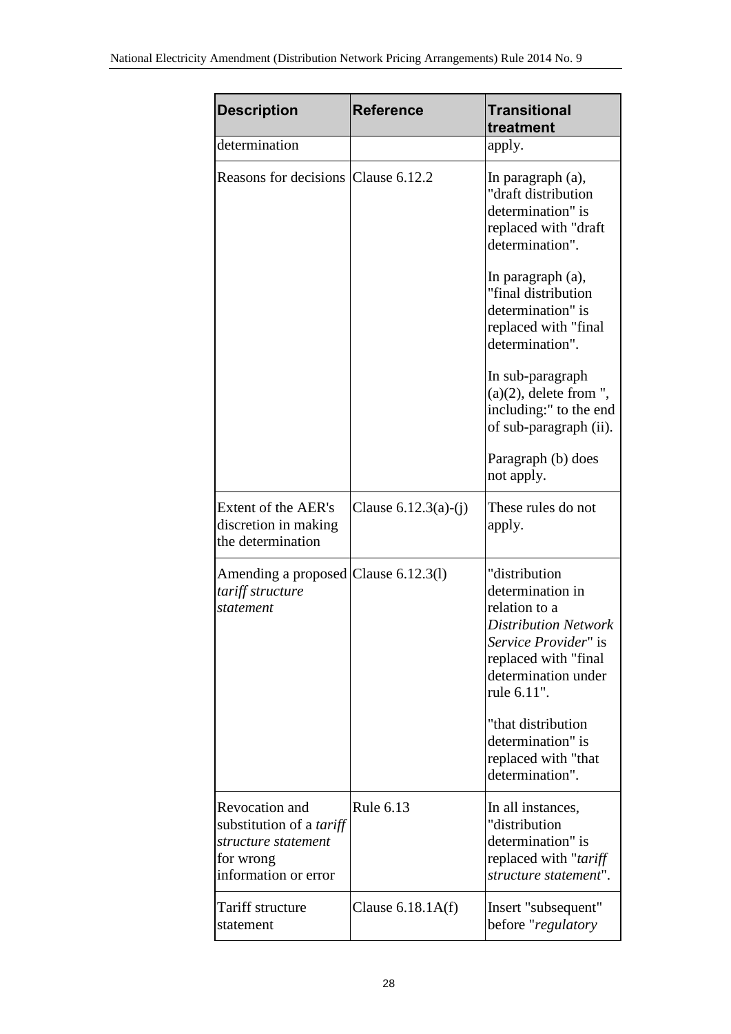| Description | Reference | Transitional treatment |
|---|---|---|
| determination | | apply. |
| Reasons for decisions | Clause 6.12.2 | In paragraph (a), "draft distribution determination" is replaced with "draft determination".<br><br>In paragraph (a), "final distribution determination" is replaced with "final determination".<br><br>In sub-paragraph (a)(2), delete from ", including:" to the end of sub-paragraph (ii).<br><br>Paragraph (b) does not apply. |
| Extent of the AER's discretion in making the determination | Clause 6.12.3(a)-(j) | These rules do not apply. |
| Amending a proposed *tariff structure statement* | Clause 6.12.3(l) | "distribution determination in relation to a *Distribution Network Service Provider*" is replaced with "final determination under rule 6.11".<br><br>"that distribution determination" is replaced with "that determination". |
| Revocation and substitution of a *tariff structure statement* for wrong information or error | Rule 6.13 | In all instances, "distribution determination" is replaced with "*tariff structure statement*". |
| Tariff structure statement | Clause 6.18.1A(f) | Insert "subsequent" before "*regulatory* |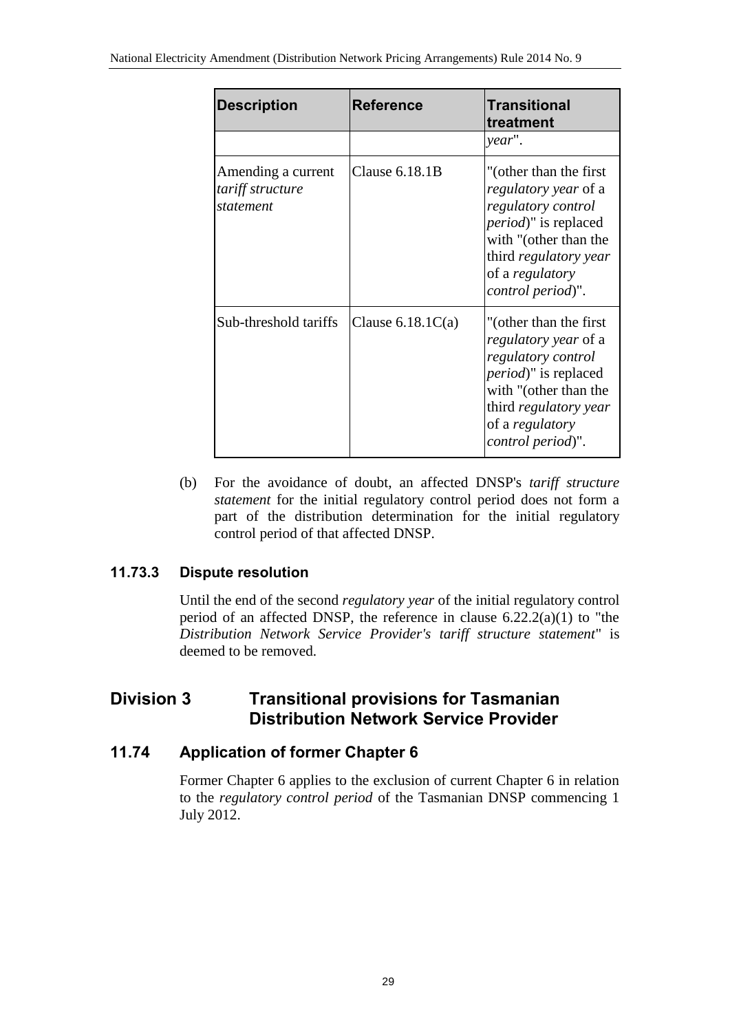| Description | Reference | Transitional treatment |
|---|---|---|
| | | *year*". |
| Amending a current *tariff structure statement* | Clause 6.18.1B | "(other than the first *regulatory year* of a *regulatory control period*)" is replaced with "(other than the third *regulatory year* of a *regulatory control period*)". |
| Sub-threshold tariffs | Clause 6.18.1C(a) | "(other than the first *regulatory year* of a *regulatory control period*)" is replaced with "(other than the third *regulatory year* of a *regulatory control period*)". |

(b) For the avoidance of doubt, an affected DNSP's *tariff structure statement* for the initial regulatory control period does not form a part of the distribution determination for the initial regulatory control period of that affected DNSP.

### 11.73.3 Dispute resolution

Until the end of the second *regulatory year* of the initial regulatory control period of an affected DNSP, the reference in clause 6.22.2(a)(1) to "the *Distribution Network Service Provider's tariff structure statement*" is deemed to be removed.

## Division 3 Transitional provisions for Tasmanian Distribution Network Service Provider

### 11.74 Application of former Chapter 6

Former Chapter 6 applies to the exclusion of current Chapter 6 in relation to the *regulatory control period* of the Tasmanian DNSP commencing 1 July 2012.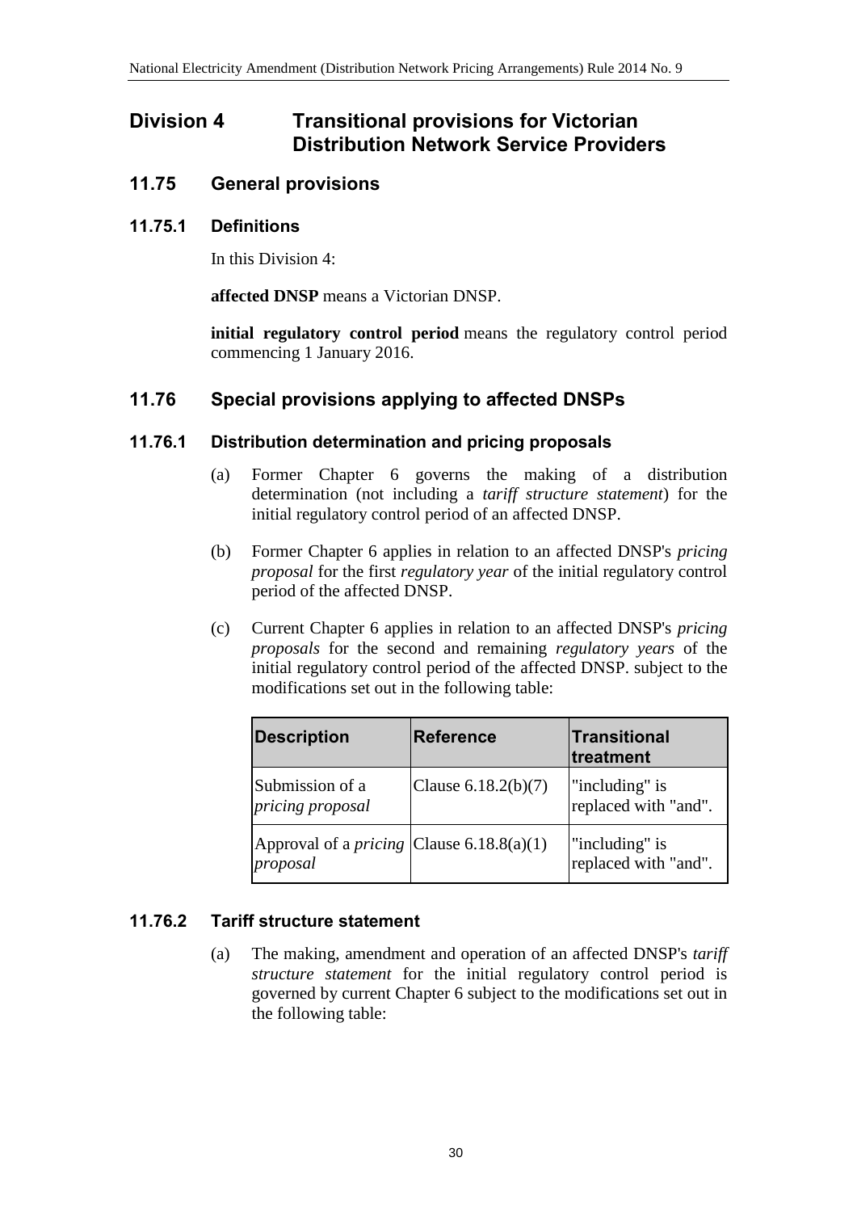# Division 4 Transitional provisions for Victorian Distribution Network Service Providers

## 11.75 General provisions

### 11.75.1 Definitions

In this Division 4:

**affected DNSP** means a Victorian DNSP.

**initial regulatory control period** means the regulatory control period commencing 1 January 2016.

## 11.76 Special provisions applying to affected DNSPs

### 11.76.1 Distribution determination and pricing proposals

(a) Former Chapter 6 governs the making of a distribution determination (not including a *tariff structure statement*) for the initial regulatory control period of an affected DNSP.

(b) Former Chapter 6 applies in relation to an affected DNSP's *pricing proposal* for the first *regulatory year* of the initial regulatory control period of the affected DNSP.

(c) Current Chapter 6 applies in relation to an affected DNSP's *pricing proposals* for the second and remaining *regulatory years* of the initial regulatory control period of the affected DNSP. subject to the modifications set out in the following table:

| Description | Reference | Transitional treatment |
|---|---|---|
| Submission of a *pricing proposal* | Clause 6.18.2(b)(7) | "including" is replaced with "and". |
| Approval of a *pricing proposal* | Clause 6.18.8(a)(1) | "including" is replaced with "and". |

### 11.76.2 Tariff structure statement

(a) The making, amendment and operation of an affected DNSP's *tariff structure statement* for the initial regulatory control period is governed by current Chapter 6 subject to the modifications set out in the following table: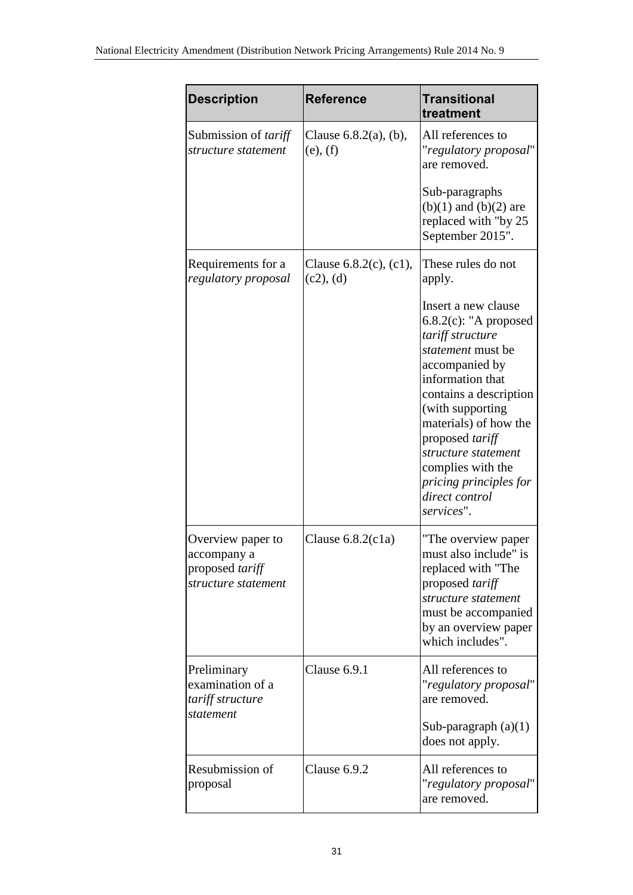| Description | Reference | Transitional treatment |
| --- | --- | --- |
| Submission of *tariff structure statement* | Clause 6.8.2(a), (b), (e), (f) | All references to "*regulatory proposal*" are removed.<br><br>Sub-paragraphs (b)(1) and (b)(2) are replaced with "by 25 September 2015". |
| Requirements for a *regulatory proposal* | Clause 6.8.2(c), (c1), (c2), (d) | These rules do not apply.<br><br>Insert a new clause 6.8.2(c): "A proposed *tariff structure statement* must be accompanied by information that contains a description (with supporting materials) of how the proposed *tariff structure statement* complies with the *pricing principles for direct control services*". |
| Overview paper to accompany a proposed *tariff structure statement* | Clause 6.8.2(c1a) | "The overview paper must also include" is replaced with "The proposed *tariff structure statement* must be accompanied by an overview paper which includes". |
| Preliminary examination of a *tariff structure statement* | Clause 6.9.1 | All references to "*regulatory proposal*" are removed.<br><br>Sub-paragraph (a)(1) does not apply. |
| Resubmission of proposal | Clause 6.9.2 | All references to "*regulatory proposal*" are removed. |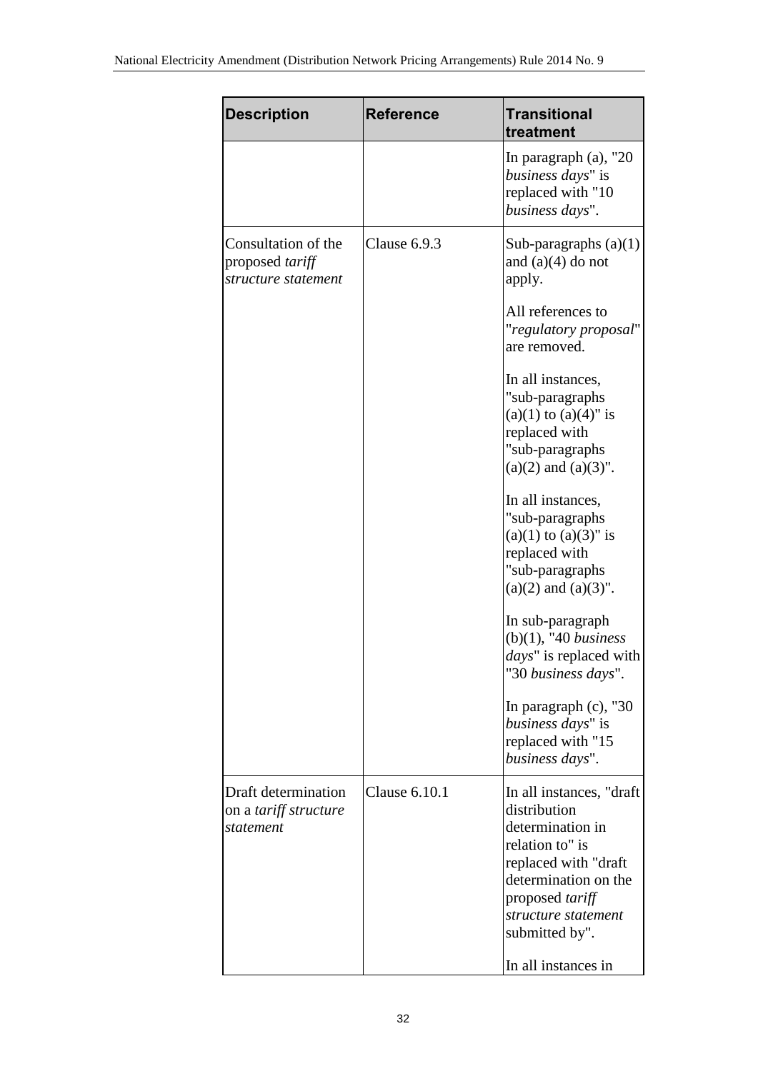| Description | Reference | Transitional treatment |
|---|---|---|
| | | In paragraph (a), "20 *business days*" is replaced with "10 *business days*". |
| Consultation of the proposed *tariff structure statement* | Clause 6.9.3 | Sub-paragraphs (a)(1) and (a)(4) do not apply.<br><br>All references to "*regulatory proposal*" are removed.<br><br>In all instances, "sub-paragraphs (a)(1) to (a)(4)" is replaced with "sub-paragraphs (a)(2) and (a)(3)".<br><br>In all instances, "sub-paragraphs (a)(1) to (a)(3)" is replaced with "sub-paragraphs (a)(2) and (a)(3)".<br><br>In sub-paragraph (b)(1), "40 *business days*" is replaced with "30 *business days*".<br><br>In paragraph (c), "30 *business days*" is replaced with "15 *business days*". |
| Draft determination on a *tariff structure statement* | Clause 6.10.1 | In all instances, "draft distribution determination in relation to" is replaced with "draft determination on the proposed *tariff structure statement* submitted by".<br><br>In all instances in |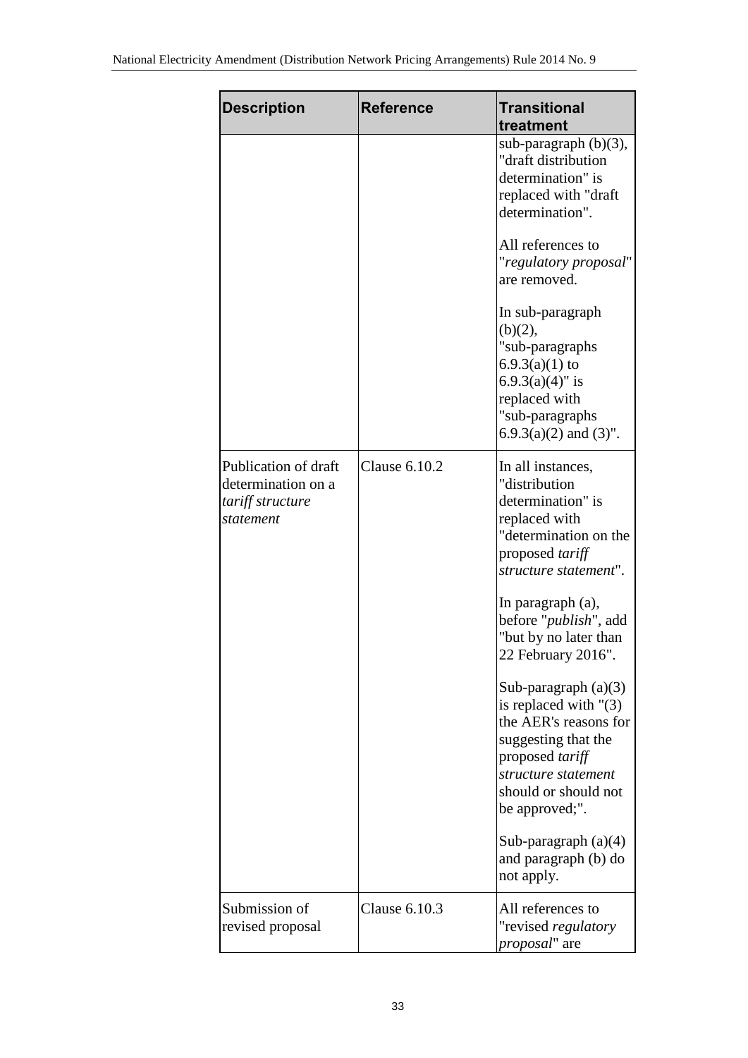| Description | Reference | Transitional treatment |
|---|---|---|
| | | sub-paragraph (b)(3), "draft distribution determination" is replaced with "draft determination".<br><br>All references to "*regulatory proposal*" are removed.<br><br>In sub-paragraph (b)(2), "sub-paragraphs 6.9.3(a)(1) to 6.9.3(a)(4)" is replaced with "sub-paragraphs 6.9.3(a)(2) and (3)". |
| Publication of draft determination on a *tariff structure statement* | Clause 6.10.2 | In all instances, "distribution determination" is replaced with "determination on the proposed *tariff structure statement*".<br><br>In paragraph (a), before "*publish*", add "but by no later than 22 February 2016".<br><br>Sub-paragraph (a)(3) is replaced with "(3) the AER's reasons for suggesting that the proposed *tariff structure statement* should or should not be approved;".<br><br>Sub-paragraph (a)(4) and paragraph (b) do not apply. |
| Submission of revised proposal | Clause 6.10.3 | All references to "revised *regulatory proposal*" are |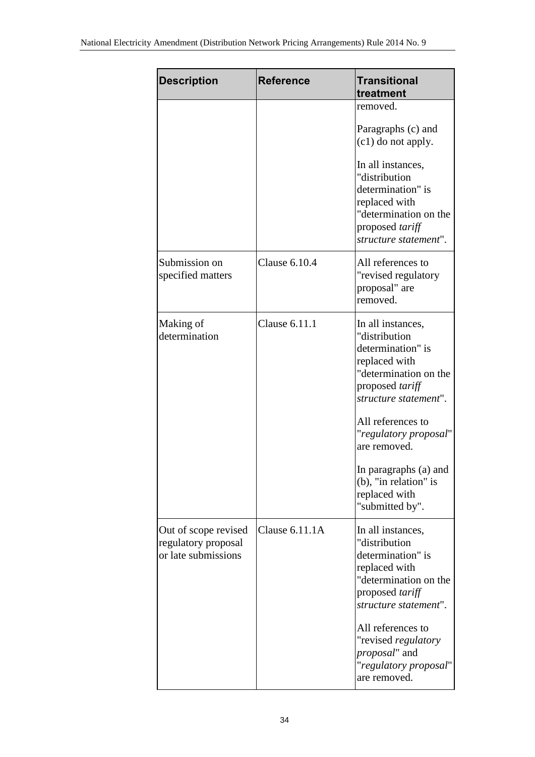| Description | Reference | Transitional treatment |
|---|---|---|
| | | removed.<br><br>Paragraphs (c) and (c1) do not apply.<br><br>In all instances, "distribution determination" is replaced with "determination on the proposed *tariff structure statement*". |
| Submission on specified matters | Clause 6.10.4 | All references to "revised regulatory proposal" are removed. |
| Making of determination | Clause 6.11.1 | In all instances, "distribution determination" is replaced with "determination on the proposed *tariff structure statement*".<br><br>All references to "*regulatory proposal*" are removed.<br><br>In paragraphs (a) and (b), "in relation" is replaced with "submitted by". |
| Out of scope revised regulatory proposal or late submissions | Clause 6.11.1A | In all instances, "distribution determination" is replaced with "determination on the proposed *tariff structure statement*".<br><br>All references to "revised *regulatory proposal*" and "*regulatory proposal*" are removed. |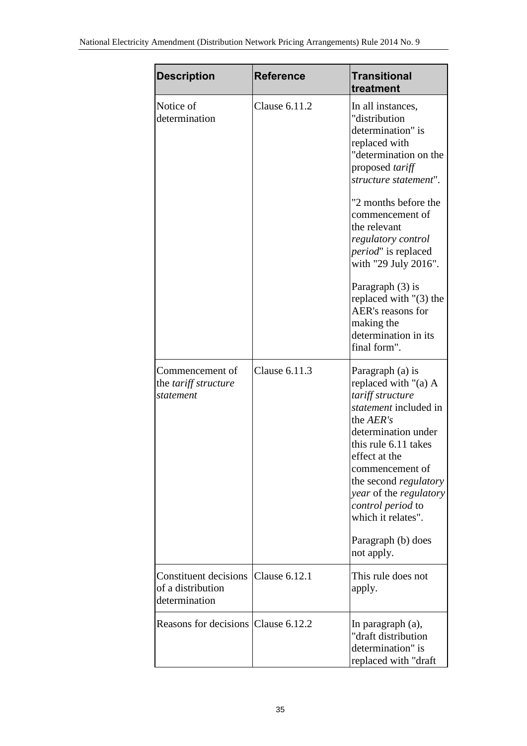| Description | Reference | Transitional treatment |
|---|---|---|
| Notice of determination | Clause 6.11.2 | In all instances, "distribution determination" is replaced with "determination on the proposed *tariff structure statement*". "2 months before the commencement of the relevant *regulatory control period*" is replaced with "29 July 2016". Paragraph (3) is replaced with "(3) the AER's reasons for making the determination in its final form". |
| Commencement of the *tariff structure statement* | Clause 6.11.3 | Paragraph (a) is replaced with "(a) A *tariff structure statement* included in the *AER's* determination under this rule 6.11 takes effect at the commencement of the second *regulatory year* of the *regulatory control period* to which it relates". Paragraph (b) does not apply. |
| Constituent decisions of a distribution determination | Clause 6.12.1 | This rule does not apply. |
| Reasons for decisions | Clause 6.12.2 | In paragraph (a), "draft distribution determination" is replaced with "draft |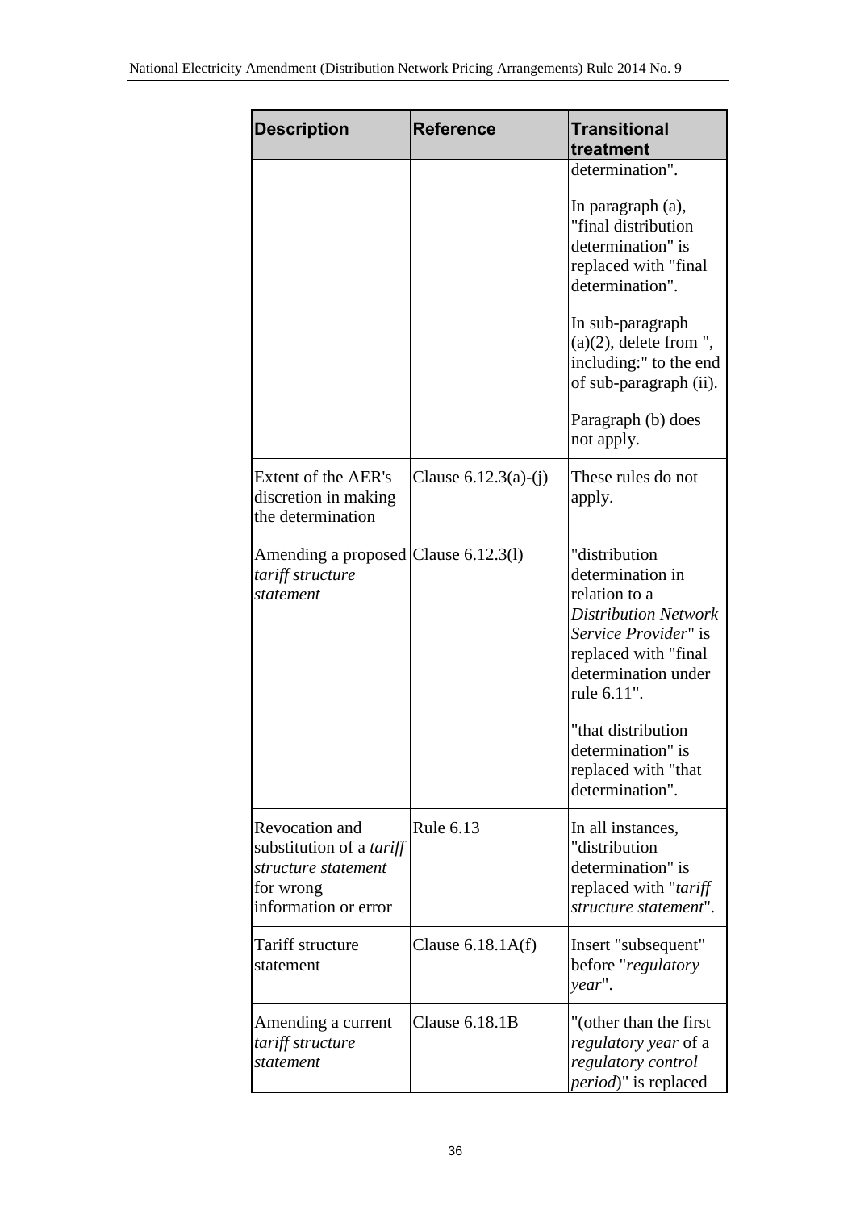| Description | Reference | Transitional treatment |
|---|---|---|
| | | determination".<br><br>In paragraph (a), "final distribution determination" is replaced with "final determination".<br><br>In sub-paragraph (a)(2), delete from ", including:" to the end of sub-paragraph (ii).<br><br>Paragraph (b) does not apply. |
| Extent of the AER's discretion in making the determination | Clause 6.12.3(a)-(j) | These rules do not apply. |
| Amending a proposed *tariff structure statement* | Clause 6.12.3(l) | "distribution determination in relation to a *Distribution Network Service Provider*" is replaced with "final determination under rule 6.11".<br><br>"that distribution determination" is replaced with "that determination". |
| Revocation and substitution of a *tariff structure statement* for wrong information or error | Rule 6.13 | In all instances, "distribution determination" is replaced with "*tariff structure statement*". |
| Tariff structure statement | Clause 6.18.1A(f) | Insert "subsequent" before "*regulatory year*". |
| Amending a current *tariff structure statement* | Clause 6.18.1B | "(other than the first *regulatory year* of a *regulatory control period*)" is replaced |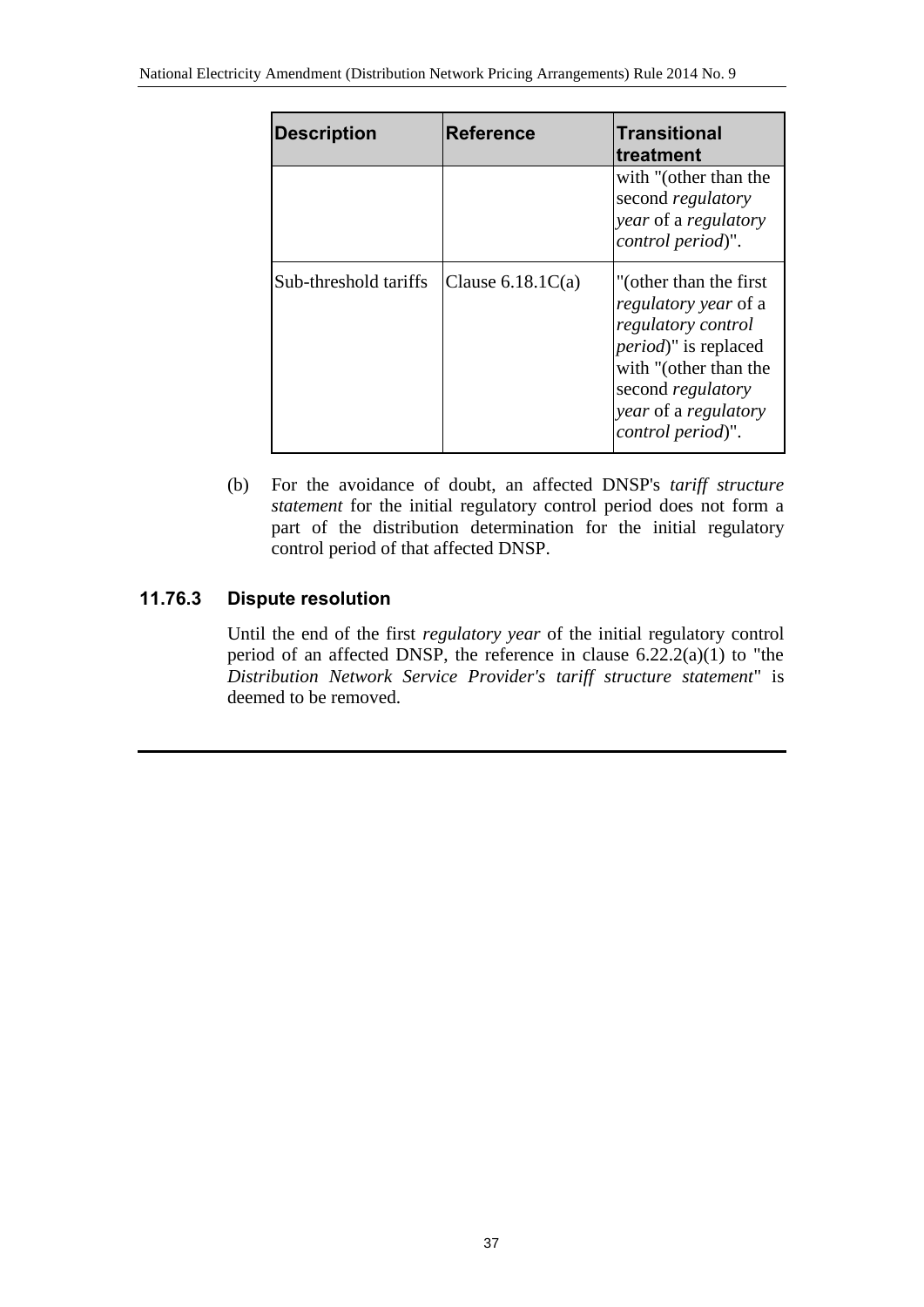| Description | Reference | Transitional treatment |
|---|---|---|
| | | with "(other than the second *regulatory year* of a *regulatory control period*)". |
| Sub-threshold tariffs | Clause 6.18.1C(a) | "(other than the first *regulatory year* of a *regulatory control period*)" is replaced with "(other than the second *regulatory year* of a *regulatory control period*)". |

(b) For the avoidance of doubt, an affected DNSP's *tariff structure statement* for the initial regulatory control period does not form a part of the distribution determination for the initial regulatory control period of that affected DNSP.

### 11.76.3 Dispute resolution

Until the end of the first *regulatory year* of the initial regulatory control period of an affected DNSP, the reference in clause 6.22.2(a)(1) to "the *Distribution Network Service Provider's tariff structure statement*" is deemed to be removed.